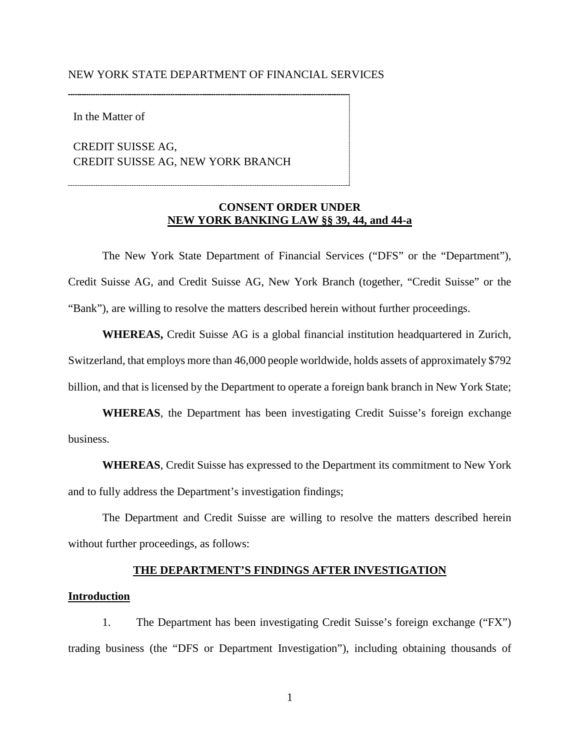NEW YORK STATE DEPARTMENT OF FINANCIAL SERVICES

In the Matter of

CREDIT SUISSE AG,
CREDIT SUISSE AG, NEW YORK BRANCH

**CONSENT ORDER UNDER**
**NEW YORK BANKING LAW §§ 39, 44, and 44-a**

The New York State Department of Financial Services ("DFS" or the "Department"), Credit Suisse AG, and Credit Suisse AG, New York Branch (together, "Credit Suisse" or the "Bank"), are willing to resolve the matters described herein without further proceedings.

**WHEREAS,** Credit Suisse AG is a global financial institution headquartered in Zurich, Switzerland, that employs more than 46,000 people worldwide, holds assets of approximately $792 billion, and that is licensed by the Department to operate a foreign bank branch in New York State;

**WHEREAS**, the Department has been investigating Credit Suisse's foreign exchange business.

**WHEREAS**, Credit Suisse has expressed to the Department its commitment to New York and to fully address the Department's investigation findings;

The Department and Credit Suisse are willing to resolve the matters described herein without further proceedings, as follows:

## THE DEPARTMENT'S FINDINGS AFTER INVESTIGATION

### Introduction

1. The Department has been investigating Credit Suisse's foreign exchange ("FX") trading business (the "DFS or Department Investigation"), including obtaining thousands of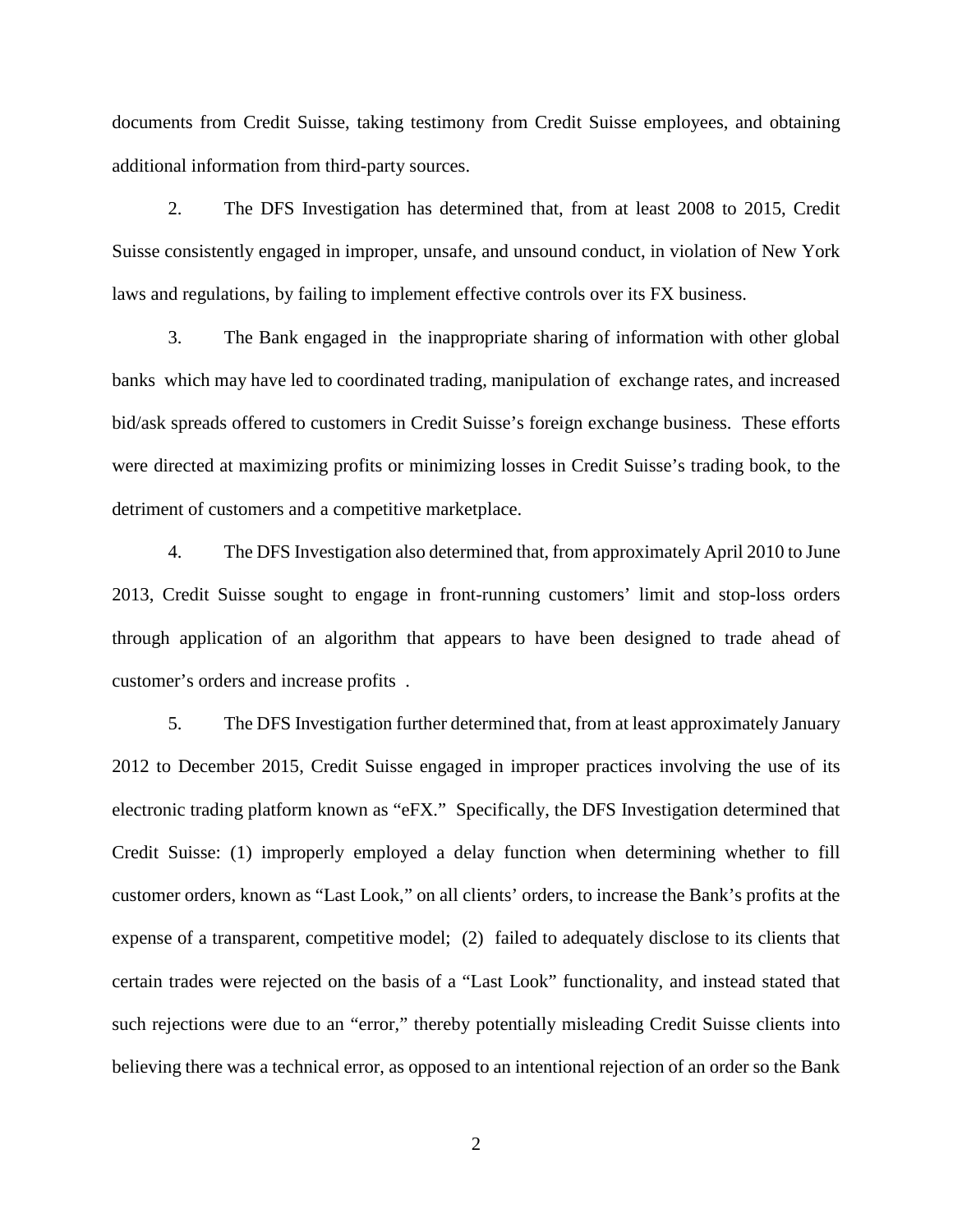documents from Credit Suisse, taking testimony from Credit Suisse employees, and obtaining additional information from third-party sources.

2. The DFS Investigation has determined that, from at least 2008 to 2015, Credit Suisse consistently engaged in improper, unsafe, and unsound conduct, in violation of New York laws and regulations, by failing to implement effective controls over its FX business.

3. The Bank engaged in the inappropriate sharing of information with other global banks which may have led to coordinated trading, manipulation of exchange rates, and increased bid/ask spreads offered to customers in Credit Suisse's foreign exchange business. These efforts were directed at maximizing profits or minimizing losses in Credit Suisse's trading book, to the detriment of customers and a competitive marketplace.

4. The DFS Investigation also determined that, from approximately April 2010 to June 2013, Credit Suisse sought to engage in front-running customers' limit and stop-loss orders through application of an algorithm that appears to have been designed to trade ahead of customer's orders and increase profits .

5. The DFS Investigation further determined that, from at least approximately January 2012 to December 2015, Credit Suisse engaged in improper practices involving the use of its electronic trading platform known as "eFX." Specifically, the DFS Investigation determined that Credit Suisse: (1) improperly employed a delay function when determining whether to fill customer orders, known as "Last Look," on all clients' orders, to increase the Bank's profits at the expense of a transparent, competitive model; (2) failed to adequately disclose to its clients that certain trades were rejected on the basis of a "Last Look" functionality, and instead stated that such rejections were due to an "error," thereby potentially misleading Credit Suisse clients into believing there was a technical error, as opposed to an intentional rejection of an order so the Bank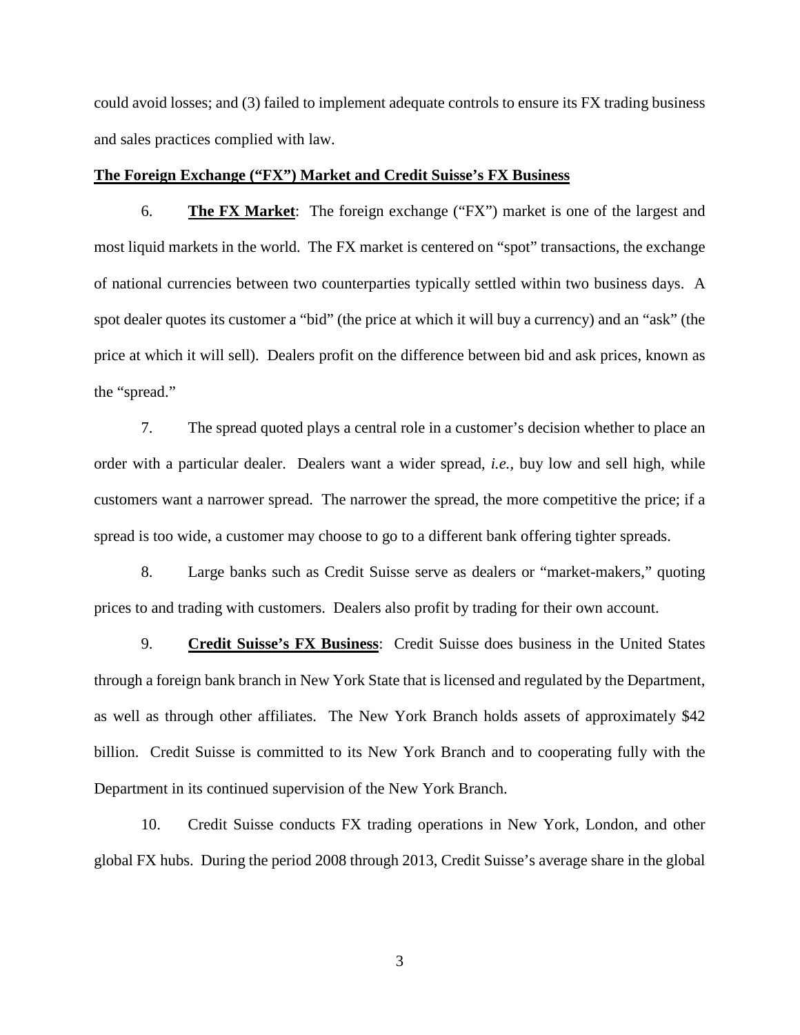could avoid losses; and (3) failed to implement adequate controls to ensure its FX trading business and sales practices complied with law.

**The Foreign Exchange ("FX") Market and Credit Suisse's FX Business**

6. **The FX Market**: The foreign exchange ("FX") market is one of the largest and most liquid markets in the world. The FX market is centered on "spot" transactions, the exchange of national currencies between two counterparties typically settled within two business days. A spot dealer quotes its customer a "bid" (the price at which it will buy a currency) and an "ask" (the price at which it will sell). Dealers profit on the difference between bid and ask prices, known as the "spread."

7. The spread quoted plays a central role in a customer's decision whether to place an order with a particular dealer. Dealers want a wider spread, *i.e.*, buy low and sell high, while customers want a narrower spread. The narrower the spread, the more competitive the price; if a spread is too wide, a customer may choose to go to a different bank offering tighter spreads.

8. Large banks such as Credit Suisse serve as dealers or "market-makers," quoting prices to and trading with customers. Dealers also profit by trading for their own account.

9. **Credit Suisse's FX Business**: Credit Suisse does business in the United States through a foreign bank branch in New York State that is licensed and regulated by the Department, as well as through other affiliates. The New York Branch holds assets of approximately $42 billion. Credit Suisse is committed to its New York Branch and to cooperating fully with the Department in its continued supervision of the New York Branch.

10. Credit Suisse conducts FX trading operations in New York, London, and other global FX hubs. During the period 2008 through 2013, Credit Suisse's average share in the global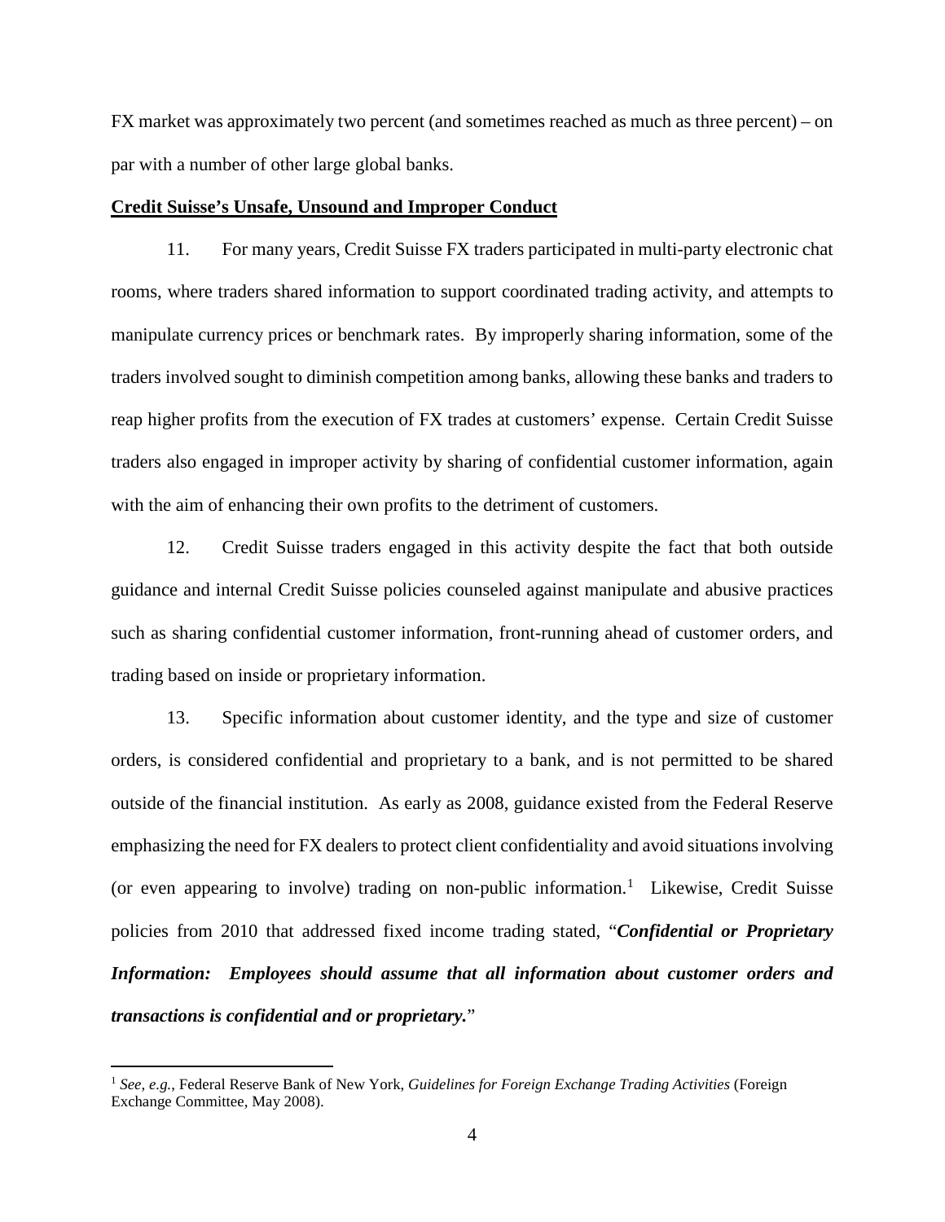FX market was approximately two percent (and sometimes reached as much as three percent) – on par with a number of other large global banks.

**Credit Suisse's Unsafe, Unsound and Improper Conduct**

11. For many years, Credit Suisse FX traders participated in multi-party electronic chat rooms, where traders shared information to support coordinated trading activity, and attempts to manipulate currency prices or benchmark rates. By improperly sharing information, some of the traders involved sought to diminish competition among banks, allowing these banks and traders to reap higher profits from the execution of FX trades at customers' expense. Certain Credit Suisse traders also engaged in improper activity by sharing of confidential customer information, again with the aim of enhancing their own profits to the detriment of customers.

12. Credit Suisse traders engaged in this activity despite the fact that both outside guidance and internal Credit Suisse policies counseled against manipulate and abusive practices such as sharing confidential customer information, front-running ahead of customer orders, and trading based on inside or proprietary information.

13. Specific information about customer identity, and the type and size of customer orders, is considered confidential and proprietary to a bank, and is not permitted to be shared outside of the financial institution. As early as 2008, guidance existed from the Federal Reserve emphasizing the need for FX dealers to protect client confidentiality and avoid situations involving (or even appearing to involve) trading on non-public information.[1] Likewise, Credit Suisse policies from 2010 that addressed fixed income trading stated, "***Confidential or Proprietary Information: Employees should assume that all information about customer orders and transactions is confidential and or proprietary.***"

---

[1] *See, e.g.*, Federal Reserve Bank of New York, *Guidelines for Foreign Exchange Trading Activities* (Foreign Exchange Committee, May 2008).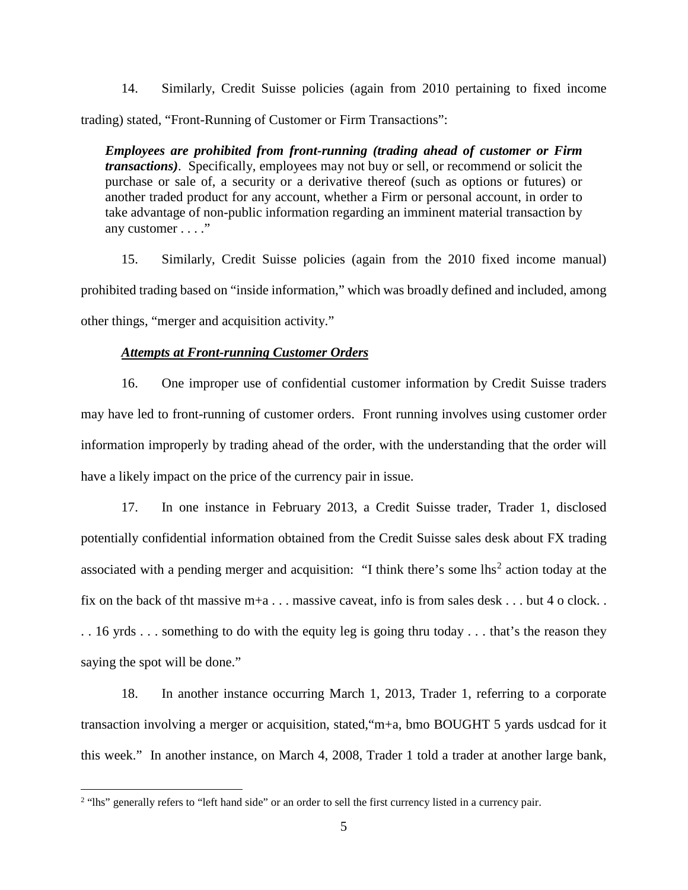14. Similarly, Credit Suisse policies (again from 2010 pertaining to fixed income trading) stated, "Front-Running of Customer or Firm Transactions":

> ***Employees are prohibited from front-running (trading ahead of customer or Firm transactions)***. Specifically, employees may not buy or sell, or recommend or solicit the purchase or sale of, a security or a derivative thereof (such as options or futures) or another traded product for any account, whether a Firm or personal account, in order to take advantage of non-public information regarding an imminent material transaction by any customer . . . ."

15. Similarly, Credit Suisse policies (again from the 2010 fixed income manual) prohibited trading based on "inside information," which was broadly defined and included, among other things, "merger and acquisition activity."

***<u>Attempts at Front-running Customer Orders</u>***

16. One improper use of confidential customer information by Credit Suisse traders may have led to front-running of customer orders. Front running involves using customer order information improperly by trading ahead of the order, with the understanding that the order will have a likely impact on the price of the currency pair in issue.

17. In one instance in February 2013, a Credit Suisse trader, Trader 1, disclosed potentially confidential information obtained from the Credit Suisse sales desk about FX trading associated with a pending merger and acquisition: "I think there's some lhs[2] action today at the fix on the back of tht massive m+a . . . massive caveat, info is from sales desk . . . but 4 o clock. . . . 16 yrds . . . something to do with the equity leg is going thru today . . . that's the reason they saying the spot will be done."

18. In another instance occurring March 1, 2013, Trader 1, referring to a corporate transaction involving a merger or acquisition, stated,"m+a, bmo BOUGHT 5 yards usdcad for it this week." In another instance, on March 4, 2008, Trader 1 told a trader at another large bank,

---

[2] "lhs" generally refers to "left hand side" or an order to sell the first currency listed in a currency pair.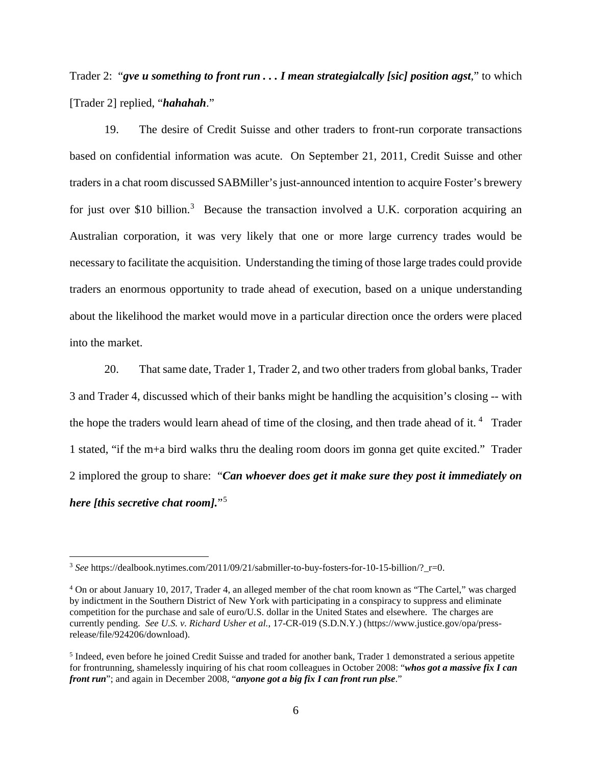Trader 2: "***gve u something to front run . . . I mean strategialcally [sic] position agst***," to which [Trader 2] replied, "***hahahah***."

19. The desire of Credit Suisse and other traders to front-run corporate transactions based on confidential information was acute. On September 21, 2011, Credit Suisse and other traders in a chat room discussed SABMiller's just-announced intention to acquire Foster's brewery for just over $10 billion.[3] Because the transaction involved a U.K. corporation acquiring an Australian corporation, it was very likely that one or more large currency trades would be necessary to facilitate the acquisition. Understanding the timing of those large trades could provide traders an enormous opportunity to trade ahead of execution, based on a unique understanding about the likelihood the market would move in a particular direction once the orders were placed into the market.

20. That same date, Trader 1, Trader 2, and two other traders from global banks, Trader 3 and Trader 4, discussed which of their banks might be handling the acquisition's closing -- with the hope the traders would learn ahead of time of the closing, and then trade ahead of it.[4] Trader 1 stated, "if the m+a bird walks thru the dealing room doors im gonna get quite excited." Trader 2 implored the group to share: "***Can whoever does get it make sure they post it immediately on here [this secretive chat room].***"[5]

---

[3] *See* https://dealbook.nytimes.com/2011/09/21/sabmiller-to-buy-fosters-for-10-15-billion/?_r=0.

[4] On or about January 10, 2017, Trader 4, an alleged member of the chat room known as "The Cartel," was charged by indictment in the Southern District of New York with participating in a conspiracy to suppress and eliminate competition for the purchase and sale of euro/U.S. dollar in the United States and elsewhere. The charges are currently pending. *See U.S. v. Richard Usher et al.*, 17-CR-019 (S.D.N.Y.) (https://www.justice.gov/opa/press-release/file/924206/download).

[5] Indeed, even before he joined Credit Suisse and traded for another bank, Trader 1 demonstrated a serious appetite for frontrunning, shamelessly inquiring of his chat room colleagues in October 2008: "***whos got a massive fix I can front run***"; and again in December 2008, "***anyone got a big fix I can front run plse***."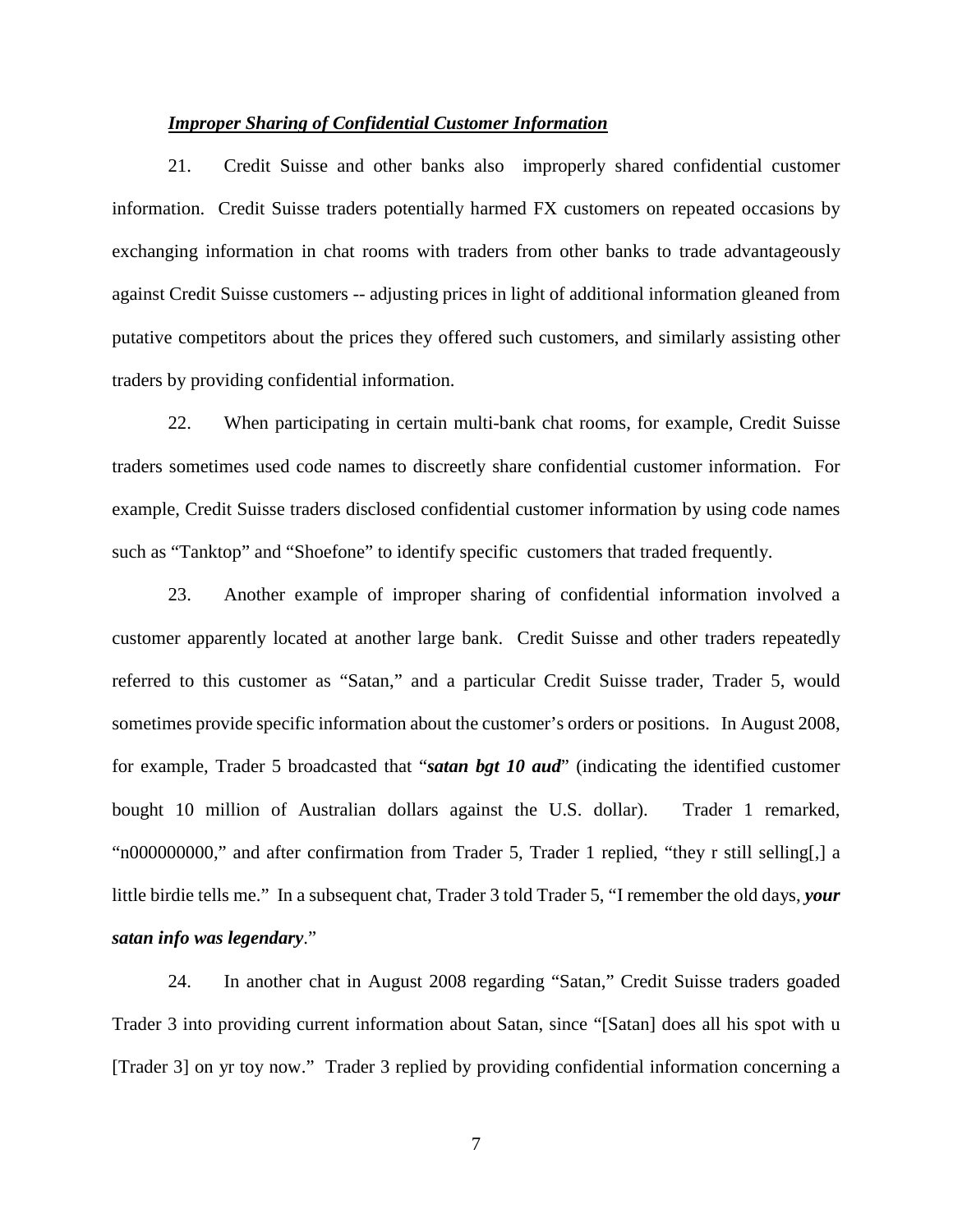***Improper Sharing of Confidential Customer Information***

21. Credit Suisse and other banks also improperly shared confidential customer information. Credit Suisse traders potentially harmed FX customers on repeated occasions by exchanging information in chat rooms with traders from other banks to trade advantageously against Credit Suisse customers -- adjusting prices in light of additional information gleaned from putative competitors about the prices they offered such customers, and similarly assisting other traders by providing confidential information.

22. When participating in certain multi-bank chat rooms, for example, Credit Suisse traders sometimes used code names to discreetly share confidential customer information. For example, Credit Suisse traders disclosed confidential customer information by using code names such as "Tanktop" and "Shoefone" to identify specific customers that traded frequently.

23. Another example of improper sharing of confidential information involved a customer apparently located at another large bank. Credit Suisse and other traders repeatedly referred to this customer as "Satan," and a particular Credit Suisse trader, Trader 5, would sometimes provide specific information about the customer's orders or positions. In August 2008, for example, Trader 5 broadcasted that "***satan bgt 10 aud***" (indicating the identified customer bought 10 million of Australian dollars against the U.S. dollar). Trader 1 remarked, "n000000000," and after confirmation from Trader 5, Trader 1 replied, "they r still selling[,] a little birdie tells me." In a subsequent chat, Trader 3 told Trader 5, "I remember the old days, ***your satan info was legendary***."

24. In another chat in August 2008 regarding "Satan," Credit Suisse traders goaded Trader 3 into providing current information about Satan, since "[Satan] does all his spot with u [Trader 3] on yr toy now." Trader 3 replied by providing confidential information concerning a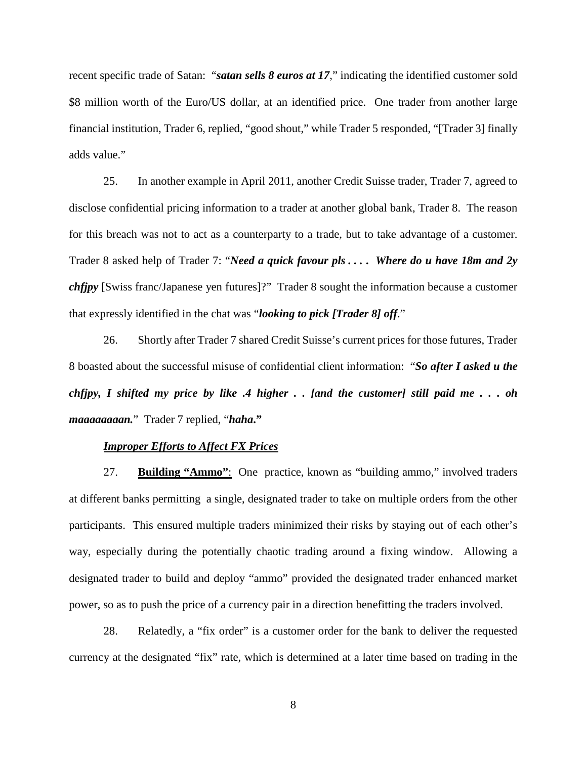recent specific trade of Satan: "***satan sells 8 euros at 17***," indicating the identified customer sold $8 million worth of the Euro/US dollar, at an identified price. One trader from another large financial institution, Trader 6, replied, "good shout," while Trader 5 responded, "[Trader 3] finally adds value."

25. In another example in April 2011, another Credit Suisse trader, Trader 7, agreed to disclose confidential pricing information to a trader at another global bank, Trader 8. The reason for this breach was not to act as a counterparty to a trade, but to take advantage of a customer. Trader 8 asked help of Trader 7: "***Need a quick favour pls . . . . Where do u have 18m and 2y chfjpy*** [Swiss franc/Japanese yen futures]?" Trader 8 sought the information because a customer that expressly identified in the chat was "***looking to pick [Trader 8] off***."

26. Shortly after Trader 7 shared Credit Suisse's current prices for those futures, Trader 8 boasted about the successful misuse of confidential client information: "***So after I asked u the chfjpy, I shifted my price by like .4 higher . . [and the customer] still paid me . . . oh maaaaaaaan.***" Trader 7 replied, "***haha.***"

***Improper Efforts to Affect FX Prices***

27. **Building "Ammo"**: One practice, known as "building ammo," involved traders at different banks permitting a single, designated trader to take on multiple orders from the other participants. This ensured multiple traders minimized their risks by staying out of each other's way, especially during the potentially chaotic trading around a fixing window. Allowing a designated trader to build and deploy "ammo" provided the designated trader enhanced market power, so as to push the price of a currency pair in a direction benefitting the traders involved.

28. Relatedly, a "fix order" is a customer order for the bank to deliver the requested currency at the designated "fix" rate, which is determined at a later time based on trading in the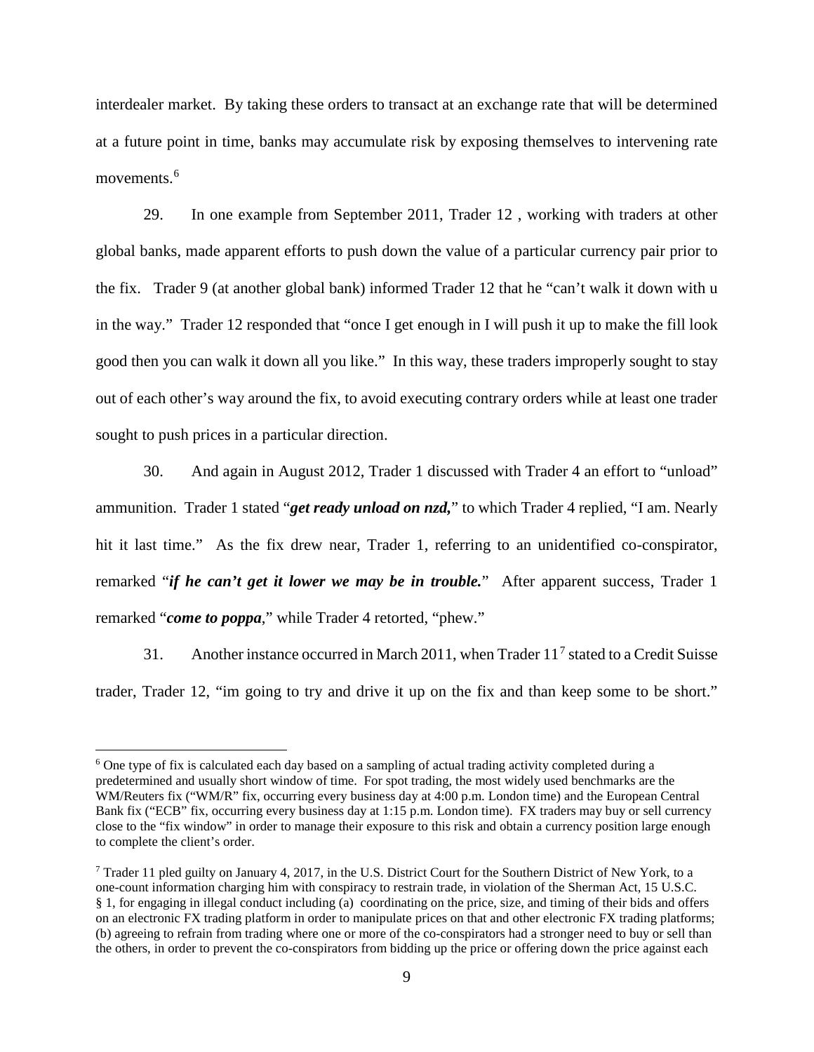interdealer market. By taking these orders to transact at an exchange rate that will be determined at a future point in time, banks may accumulate risk by exposing themselves to intervening rate movements.[6]

29. In one example from September 2011, Trader 12 , working with traders at other global banks, made apparent efforts to push down the value of a particular currency pair prior to the fix. Trader 9 (at another global bank) informed Trader 12 that he "can't walk it down with u in the way." Trader 12 responded that "once I get enough in I will push it up to make the fill look good then you can walk it down all you like." In this way, these traders improperly sought to stay out of each other's way around the fix, to avoid executing contrary orders while at least one trader sought to push prices in a particular direction.

30. And again in August 2012, Trader 1 discussed with Trader 4 an effort to "unload" ammunition. Trader 1 stated "***get ready unload on nzd,***" to which Trader 4 replied, "I am. Nearly hit it last time." As the fix drew near, Trader 1, referring to an unidentified co-conspirator, remarked "***if he can't get it lower we may be in trouble.***" After apparent success, Trader 1 remarked "***come to poppa***," while Trader 4 retorted, "phew."

31. Another instance occurred in March 2011, when Trader 11[7] stated to a Credit Suisse trader, Trader 12, "im going to try and drive it up on the fix and than keep some to be short."

---

[6] One type of fix is calculated each day based on a sampling of actual trading activity completed during a predetermined and usually short window of time. For spot trading, the most widely used benchmarks are the WM/Reuters fix ("WM/R" fix, occurring every business day at 4:00 p.m. London time) and the European Central Bank fix ("ECB" fix, occurring every business day at 1:15 p.m. London time). FX traders may buy or sell currency close to the "fix window" in order to manage their exposure to this risk and obtain a currency position large enough to complete the client's order.

[7] Trader 11 pled guilty on January 4, 2017, in the U.S. District Court for the Southern District of New York, to a one-count information charging him with conspiracy to restrain trade, in violation of the Sherman Act, 15 U.S.C. § 1, for engaging in illegal conduct including (a) coordinating on the price, size, and timing of their bids and offers on an electronic FX trading platform in order to manipulate prices on that and other electronic FX trading platforms; (b) agreeing to refrain from trading where one or more of the co-conspirators had a stronger need to buy or sell than the others, in order to prevent the co-conspirators from bidding up the price or offering down the price against each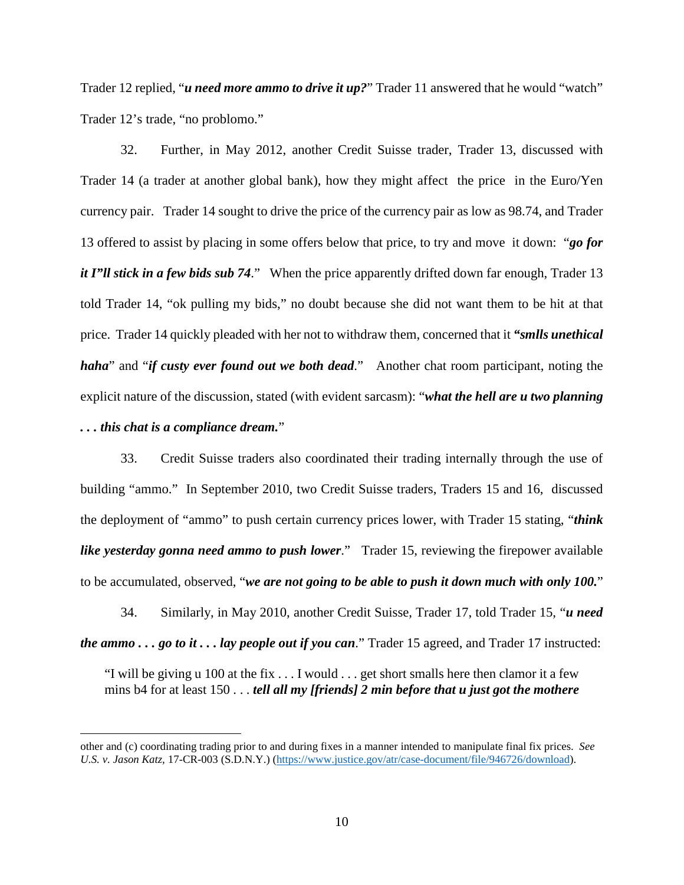Trader 12 replied, "***u need more ammo to drive it up?***" Trader 11 answered that he would "watch" Trader 12's trade, "no problomo."

32. Further, in May 2012, another Credit Suisse trader, Trader 13, discussed with Trader 14 (a trader at another global bank), how they might affect the price in the Euro/Yen currency pair. Trader 14 sought to drive the price of the currency pair as low as 98.74, and Trader 13 offered to assist by placing in some offers below that price, to try and move it down: "***go for it I"ll stick in a few bids sub 74***." When the price apparently drifted down far enough, Trader 13 told Trader 14, "ok pulling my bids," no doubt because she did not want them to be hit at that price. Trader 14 quickly pleaded with her not to withdraw them, concerned that it ***"smlls unethical haha***" and "***if custy ever found out we both dead***." Another chat room participant, noting the explicit nature of the discussion, stated (with evident sarcasm): "***what the hell are u two planning . . . this chat is a compliance dream.***"

33. Credit Suisse traders also coordinated their trading internally through the use of building "ammo." In September 2010, two Credit Suisse traders, Traders 15 and 16, discussed the deployment of "ammo" to push certain currency prices lower, with Trader 15 stating, "***think like yesterday gonna need ammo to push lower***." Trader 15, reviewing the firepower available to be accumulated, observed, "***we are not going to be able to push it down much with only 100.***"

34. Similarly, in May 2010, another Credit Suisse, Trader 17, told Trader 15, "***u need the ammo . . . go to it . . . lay people out if you can***." Trader 15 agreed, and Trader 17 instructed:

> "I will be giving u 100 at the fix . . . I would . . . get short smalls here then clamor it a few mins b4 for at least 150 . . . ***tell all my [friends] 2 min before that u just got the mothere***

---

other and (c) coordinating trading prior to and during fixes in a manner intended to manipulate final fix prices. *See U.S. v. Jason Katz,* 17-CR-003 (S.D.N.Y.) (https://www.justice.gov/atr/case-document/file/946726/download).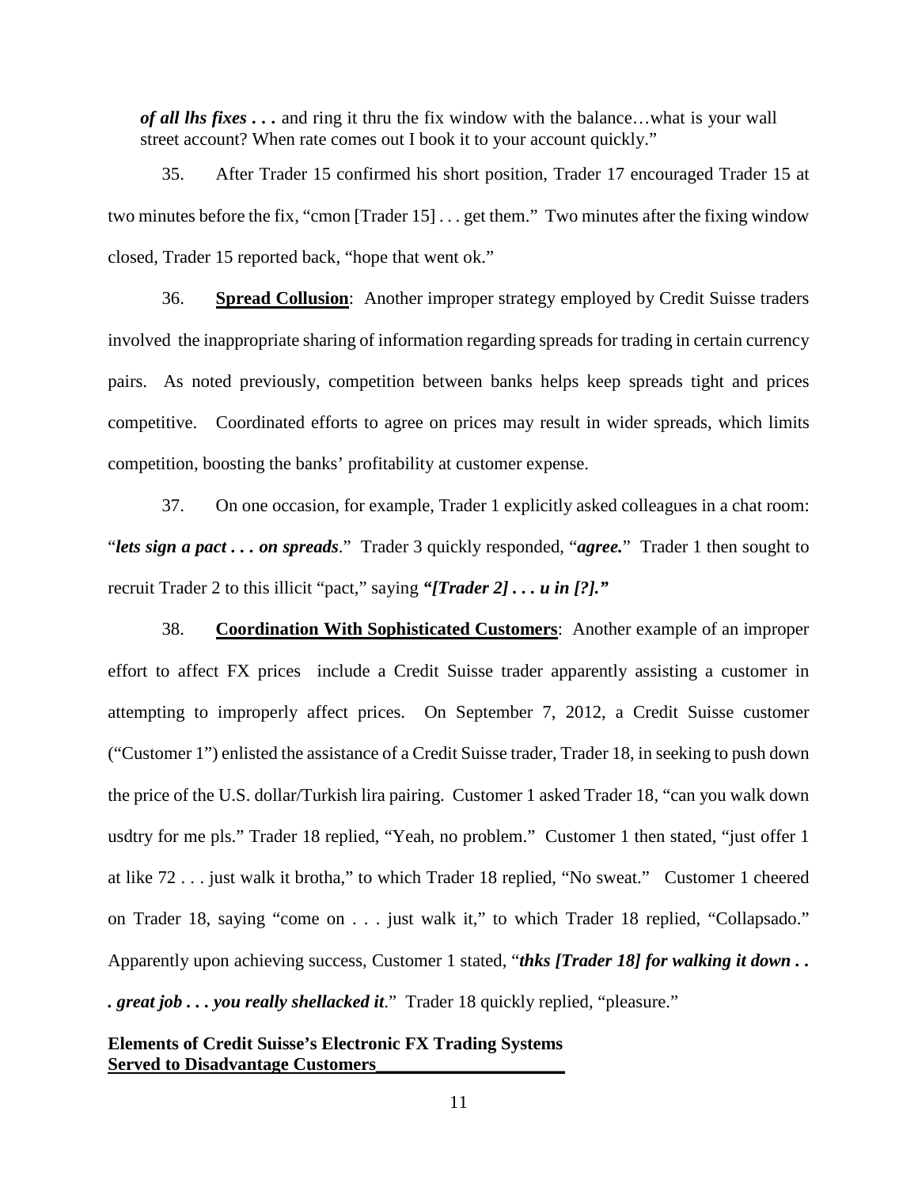*of all lhs fixes . . .* and ring it thru the fix window with the balance…what is your wall street account? When rate comes out I book it to your account quickly."

35. After Trader 15 confirmed his short position, Trader 17 encouraged Trader 15 at two minutes before the fix, "cmon [Trader 15] . . . get them." Two minutes after the fixing window closed, Trader 15 reported back, "hope that went ok."

36. **Spread Collusion**: Another improper strategy employed by Credit Suisse traders involved the inappropriate sharing of information regarding spreads for trading in certain currency pairs. As noted previously, competition between banks helps keep spreads tight and prices competitive. Coordinated efforts to agree on prices may result in wider spreads, which limits competition, boosting the banks' profitability at customer expense.

37. On one occasion, for example, Trader 1 explicitly asked colleagues in a chat room: "*lets sign a pact . . . on spreads*." Trader 3 quickly responded, "*agree.*" Trader 1 then sought to recruit Trader 2 to this illicit "pact," saying ***"[Trader 2] . . . u in [?]."***

38. **Coordination With Sophisticated Customers**: Another example of an improper effort to affect FX prices include a Credit Suisse trader apparently assisting a customer in attempting to improperly affect prices. On September 7, 2012, a Credit Suisse customer ("Customer 1") enlisted the assistance of a Credit Suisse trader, Trader 18, in seeking to push down the price of the U.S. dollar/Turkish lira pairing. Customer 1 asked Trader 18, "can you walk down usdtry for me pls." Trader 18 replied, "Yeah, no problem." Customer 1 then stated, "just offer 1 at like 72 . . . just walk it brotha," to which Trader 18 replied, "No sweat." Customer 1 cheered on Trader 18, saying "come on . . . just walk it," to which Trader 18 replied, "Collapsado." Apparently upon achieving success, Customer 1 stated, "***thks [Trader 18] for walking it down . . . great job . . . you really shellacked it***." Trader 18 quickly replied, "pleasure."

**Elements of Credit Suisse's Electronic FX Trading Systems Served to Disadvantage Customers**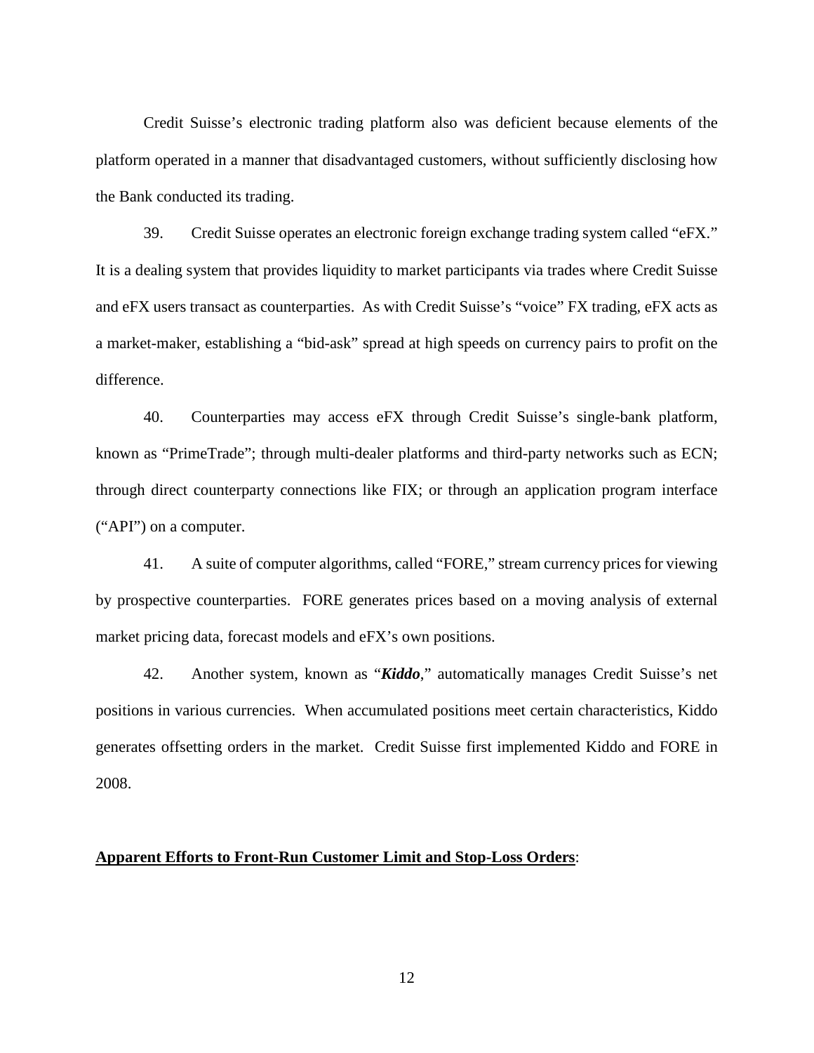Credit Suisse's electronic trading platform also was deficient because elements of the platform operated in a manner that disadvantaged customers, without sufficiently disclosing how the Bank conducted its trading.

39. Credit Suisse operates an electronic foreign exchange trading system called "eFX." It is a dealing system that provides liquidity to market participants via trades where Credit Suisse and eFX users transact as counterparties. As with Credit Suisse's "voice" FX trading, eFX acts as a market-maker, establishing a "bid-ask" spread at high speeds on currency pairs to profit on the difference.

40. Counterparties may access eFX through Credit Suisse's single-bank platform, known as "PrimeTrade"; through multi-dealer platforms and third-party networks such as ECN; through direct counterparty connections like FIX; or through an application program interface ("API") on a computer.

41. A suite of computer algorithms, called "FORE," stream currency prices for viewing by prospective counterparties. FORE generates prices based on a moving analysis of external market pricing data, forecast models and eFX's own positions.

42. Another system, known as "***Kiddo***," automatically manages Credit Suisse's net positions in various currencies. When accumulated positions meet certain characteristics, Kiddo generates offsetting orders in the market. Credit Suisse first implemented Kiddo and FORE in 2008.

**Apparent Efforts to Front-Run Customer Limit and Stop-Loss Orders**: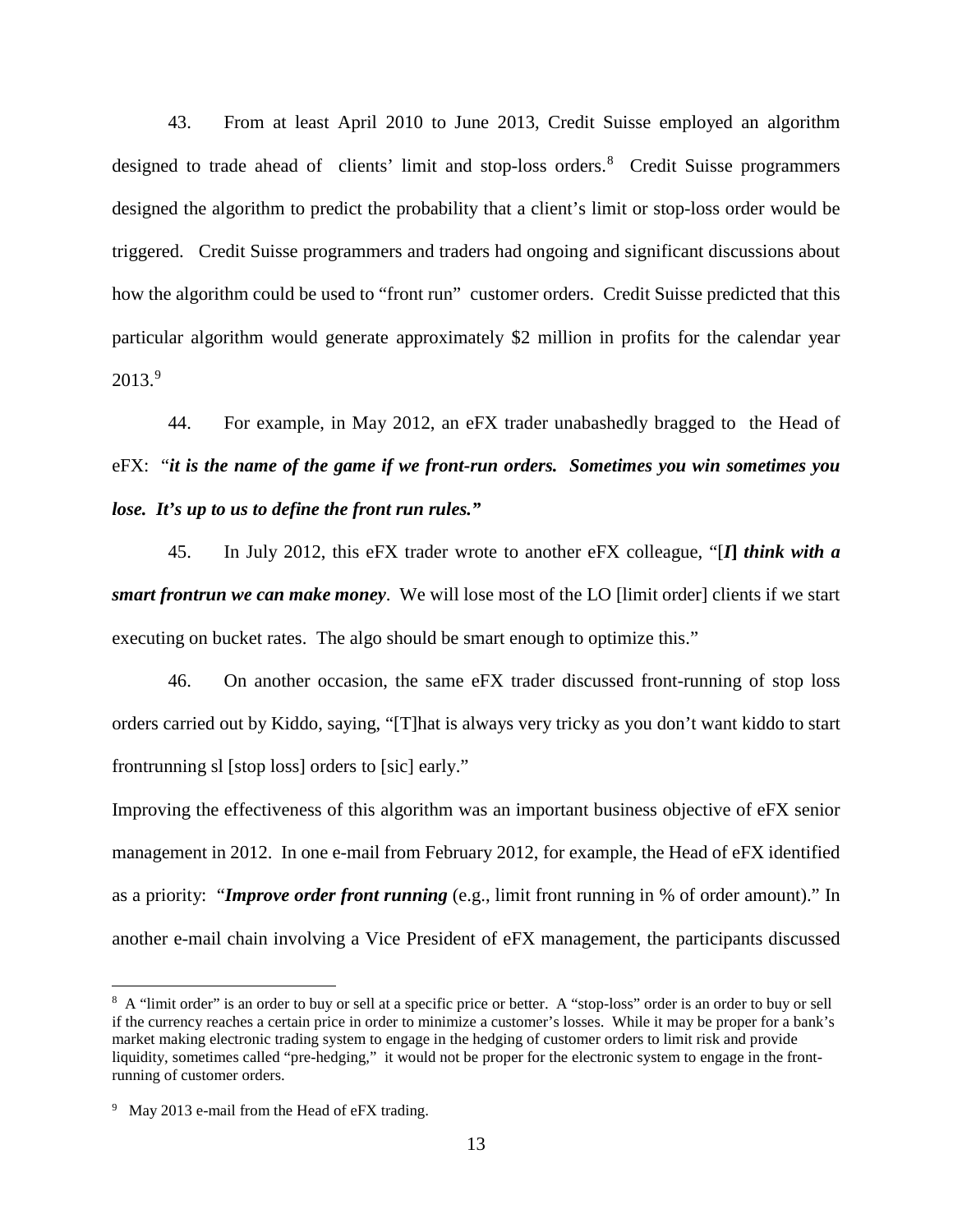43. From at least April 2010 to June 2013, Credit Suisse employed an algorithm designed to trade ahead of clients' limit and stop-loss orders.[8] Credit Suisse programmers designed the algorithm to predict the probability that a client's limit or stop-loss order would be triggered. Credit Suisse programmers and traders had ongoing and significant discussions about how the algorithm could be used to "front run" customer orders. Credit Suisse predicted that this particular algorithm would generate approximately $2 million in profits for the calendar year 2013.[9]

44. For example, in May 2012, an eFX trader unabashedly bragged to the Head of eFX: "***it is the name of the game if we front-run orders. Sometimes you win sometimes you lose. It's up to us to define the front run rules.***"

45. In July 2012, this eFX trader wrote to another eFX colleague, "[***I***] ***think with a smart frontrun we can make money***. We will lose most of the LO [limit order] clients if we start executing on bucket rates. The algo should be smart enough to optimize this."

46. On another occasion, the same eFX trader discussed front-running of stop loss orders carried out by Kiddo, saying, "[T]hat is always very tricky as you don't want kiddo to start frontrunning sl [stop loss] orders to [sic] early."

Improving the effectiveness of this algorithm was an important business objective of eFX senior management in 2012. In one e-mail from February 2012, for example, the Head of eFX identified as a priority: "***Improve order front running*** (e.g., limit front running in % of order amount)." In another e-mail chain involving a Vice President of eFX management, the participants discussed

---

[8] A "limit order" is an order to buy or sell at a specific price or better. A "stop-loss" order is an order to buy or sell if the currency reaches a certain price in order to minimize a customer's losses. While it may be proper for a bank's market making electronic trading system to engage in the hedging of customer orders to limit risk and provide liquidity, sometimes called "pre-hedging," it would not be proper for the electronic system to engage in the front-running of customer orders.

[9] May 2013 e-mail from the Head of eFX trading.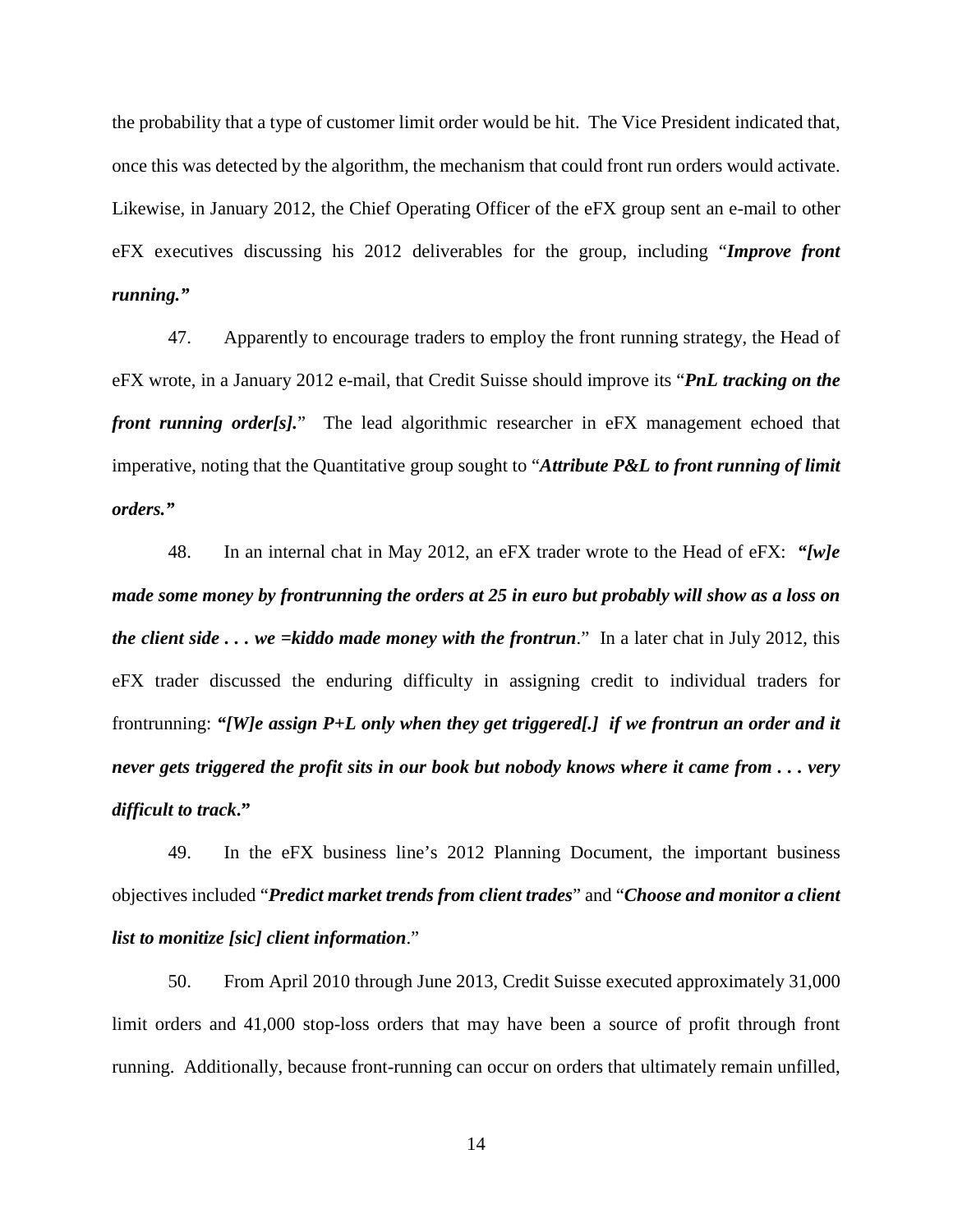the probability that a type of customer limit order would be hit. The Vice President indicated that, once this was detected by the algorithm, the mechanism that could front run orders would activate. Likewise, in January 2012, the Chief Operating Officer of the eFX group sent an e-mail to other eFX executives discussing his 2012 deliverables for the group, including "***Improve front running.***"

47. Apparently to encourage traders to employ the front running strategy, the Head of eFX wrote, in a January 2012 e-mail, that Credit Suisse should improve its "***PnL tracking on the front running order[s].***" The lead algorithmic researcher in eFX management echoed that imperative, noting that the Quantitative group sought to "***Attribute P&L to front running of limit orders.***"

48. In an internal chat in May 2012, an eFX trader wrote to the Head of eFX: ***"[w]e made some money by frontrunning the orders at 25 in euro but probably will show as a loss on the client side . . . we =kiddo made money with the frontrun***." In a later chat in July 2012, this eFX trader discussed the enduring difficulty in assigning credit to individual traders for frontrunning: ***"[W]e assign P+L only when they get triggered[.] if we frontrun an order and it never gets triggered the profit sits in our book but nobody knows where it came from . . . very difficult to track."***

49. In the eFX business line's 2012 Planning Document, the important business objectives included "***Predict market trends from client trades***" and "***Choose and monitor a client list to monitize [sic] client information***."

50. From April 2010 through June 2013, Credit Suisse executed approximately 31,000 limit orders and 41,000 stop-loss orders that may have been a source of profit through front running. Additionally, because front-running can occur on orders that ultimately remain unfilled,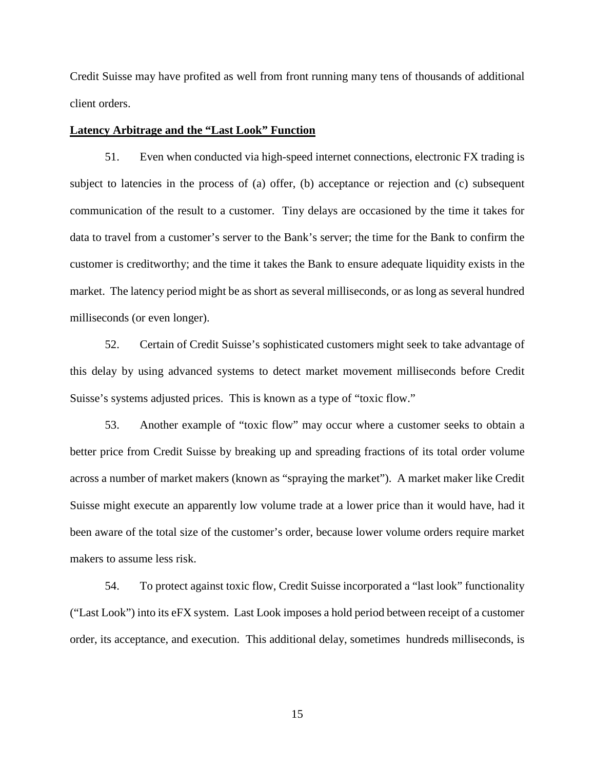Credit Suisse may have profited as well from front running many tens of thousands of additional client orders.

**<u>Latency Arbitrage and the "Last Look" Function</u>**

51. Even when conducted via high-speed internet connections, electronic FX trading is subject to latencies in the process of (a) offer, (b) acceptance or rejection and (c) subsequent communication of the result to a customer. Tiny delays are occasioned by the time it takes for data to travel from a customer's server to the Bank's server; the time for the Bank to confirm the customer is creditworthy; and the time it takes the Bank to ensure adequate liquidity exists in the market. The latency period might be as short as several milliseconds, or as long as several hundred milliseconds (or even longer).

52. Certain of Credit Suisse's sophisticated customers might seek to take advantage of this delay by using advanced systems to detect market movement milliseconds before Credit Suisse's systems adjusted prices. This is known as a type of "toxic flow."

53. Another example of "toxic flow" may occur where a customer seeks to obtain a better price from Credit Suisse by breaking up and spreading fractions of its total order volume across a number of market makers (known as "spraying the market"). A market maker like Credit Suisse might execute an apparently low volume trade at a lower price than it would have, had it been aware of the total size of the customer's order, because lower volume orders require market makers to assume less risk.

54. To protect against toxic flow, Credit Suisse incorporated a "last look" functionality ("Last Look") into its eFX system. Last Look imposes a hold period between receipt of a customer order, its acceptance, and execution. This additional delay, sometimes hundreds milliseconds, is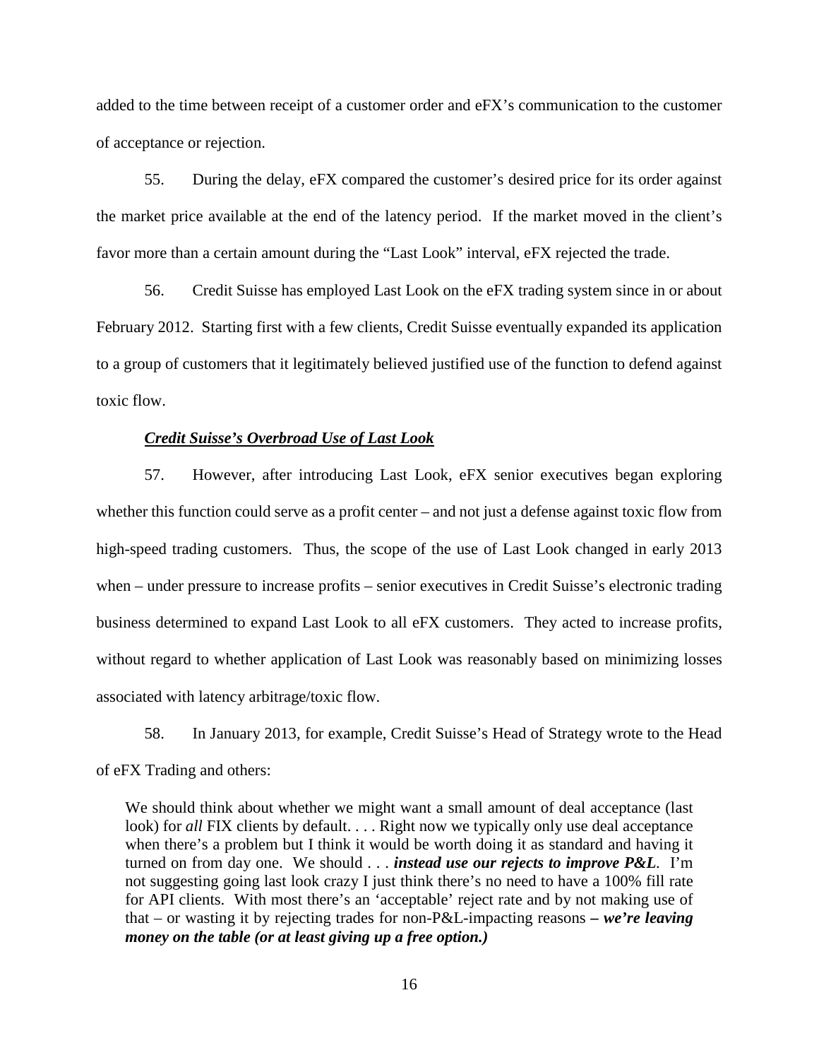added to the time between receipt of a customer order and eFX's communication to the customer of acceptance or rejection.

55. During the delay, eFX compared the customer's desired price for its order against the market price available at the end of the latency period. If the market moved in the client's favor more than a certain amount during the "Last Look" interval, eFX rejected the trade.

56. Credit Suisse has employed Last Look on the eFX trading system since in or about February 2012. Starting first with a few clients, Credit Suisse eventually expanded its application to a group of customers that it legitimately believed justified use of the function to defend against toxic flow.

***Credit Suisse's Overbroad Use of Last Look***

57. However, after introducing Last Look, eFX senior executives began exploring whether this function could serve as a profit center – and not just a defense against toxic flow from high-speed trading customers. Thus, the scope of the use of Last Look changed in early 2013 when – under pressure to increase profits – senior executives in Credit Suisse's electronic trading business determined to expand Last Look to all eFX customers. They acted to increase profits, without regard to whether application of Last Look was reasonably based on minimizing losses associated with latency arbitrage/toxic flow.

58. In January 2013, for example, Credit Suisse's Head of Strategy wrote to the Head of eFX Trading and others:

> We should think about whether we might want a small amount of deal acceptance (last look) for *all* FIX clients by default. . . . Right now we typically only use deal acceptance when there's a problem but I think it would be worth doing it as standard and having it turned on from day one. We should . . . ***instead use our rejects to improve P&L***. I'm not suggesting going last look crazy I just think there's no need to have a 100% fill rate for API clients. With most there's an 'acceptable' reject rate and by not making use of that – or wasting it by rejecting trades for non-P&L-impacting reasons ***– we're leaving money on the table (or at least giving up a free option.)***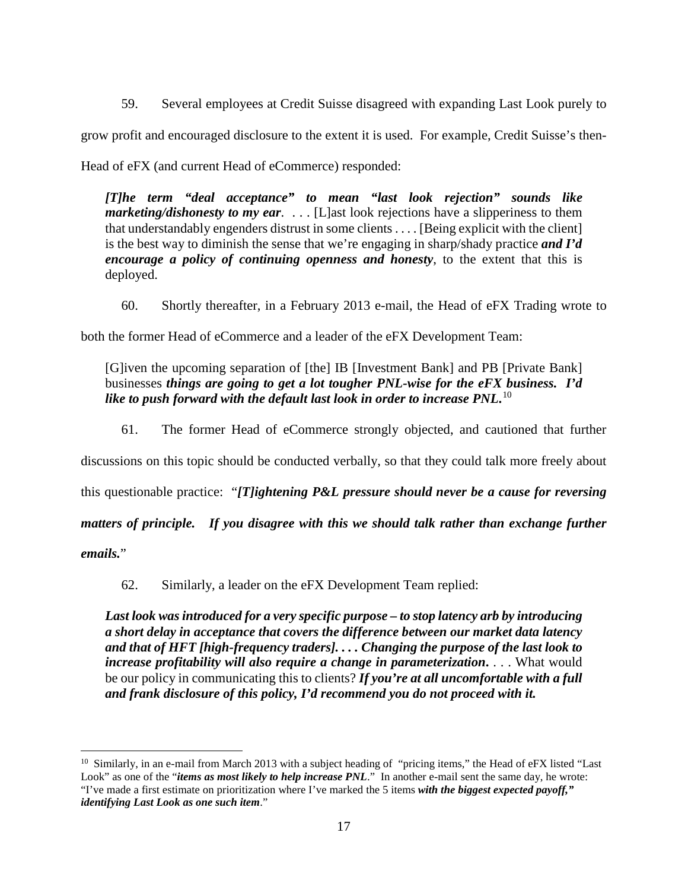59. Several employees at Credit Suisse disagreed with expanding Last Look purely to grow profit and encouraged disclosure to the extent it is used. For example, Credit Suisse's then-Head of eFX (and current Head of eCommerce) responded:

> ***[T]he term "deal acceptance" to mean "last look rejection" sounds like marketing/dishonesty to my ear***. . . . [L]ast look rejections have a slipperiness to them that understandably engenders distrust in some clients . . . . [Being explicit with the client] is the best way to diminish the sense that we're engaging in sharp/shady practice ***and I'd encourage a policy of continuing openness and honesty***, to the extent that this is deployed.

60. Shortly thereafter, in a February 2013 e-mail, the Head of eFX Trading wrote to both the former Head of eCommerce and a leader of the eFX Development Team:

> [G]iven the upcoming separation of [the] IB [Investment Bank] and PB [Private Bank] businesses ***things are going to get a lot tougher PNL-wise for the eFX business. I'd like to push forward with the default last look in order to increase PNL.***[10]

61. The former Head of eCommerce strongly objected, and cautioned that further discussions on this topic should be conducted verbally, so that they could talk more freely about this questionable practice: "***[T]ightening P&L pressure should never be a cause for reversing matters of principle. If you disagree with this we should talk rather than exchange further emails.***"

62. Similarly, a leader on the eFX Development Team replied:

> ***Last look was introduced for a very specific purpose – to stop latency arb by introducing a short delay in acceptance that covers the difference between our market data latency and that of HFT [high-frequency traders]. . . . Changing the purpose of the last look to increase profitability will also require a change in parameterization***. . . . What would be our policy in communicating this to clients? ***If you're at all uncomfortable with a full and frank disclosure of this policy, I'd recommend you do not proceed with it.***

---

[10] Similarly, in an e-mail from March 2013 with a subject heading of "pricing items," the Head of eFX listed "Last Look" as one of the "***items as most likely to help increase PNL***." In another e-mail sent the same day, he wrote: "I've made a first estimate on prioritization where I've marked the 5 items ***with the biggest expected payoff," identifying Last Look as one such item***."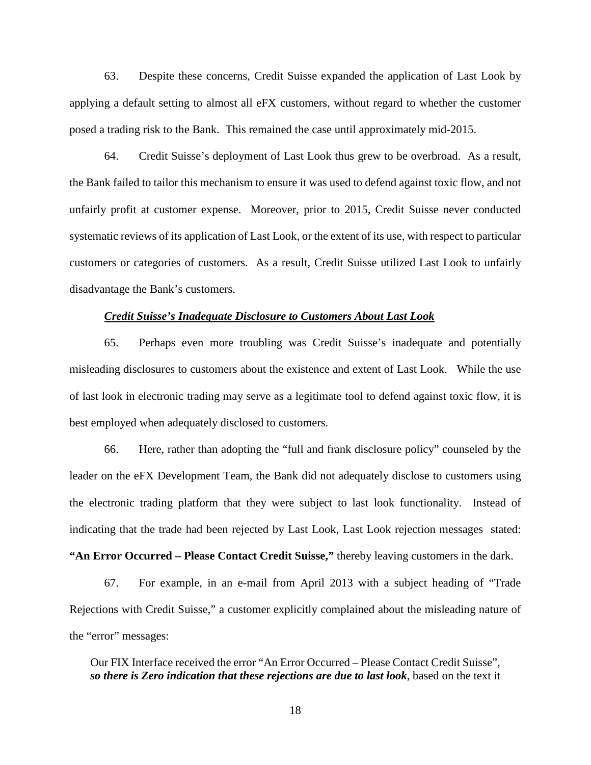63. Despite these concerns, Credit Suisse expanded the application of Last Look by applying a default setting to almost all eFX customers, without regard to whether the customer posed a trading risk to the Bank. This remained the case until approximately mid-2015.

64. Credit Suisse's deployment of Last Look thus grew to be overbroad. As a result, the Bank failed to tailor this mechanism to ensure it was used to defend against toxic flow, and not unfairly profit at customer expense. Moreover, prior to 2015, Credit Suisse never conducted systematic reviews of its application of Last Look, or the extent of its use, with respect to particular customers or categories of customers. As a result, Credit Suisse utilized Last Look to unfairly disadvantage the Bank's customers.

***Credit Suisse's Inadequate Disclosure to Customers About Last Look***

65. Perhaps even more troubling was Credit Suisse's inadequate and potentially misleading disclosures to customers about the existence and extent of Last Look. While the use of last look in electronic trading may serve as a legitimate tool to defend against toxic flow, it is best employed when adequately disclosed to customers.

66. Here, rather than adopting the "full and frank disclosure policy" counseled by the leader on the eFX Development Team, the Bank did not adequately disclose to customers using the electronic trading platform that they were subject to last look functionality. Instead of indicating that the trade had been rejected by Last Look, Last Look rejection messages stated: **"An Error Occurred – Please Contact Credit Suisse,"** thereby leaving customers in the dark.

67. For example, in an e-mail from April 2013 with a subject heading of "Trade Rejections with Credit Suisse," a customer explicitly complained about the misleading nature of the "error" messages:

> Our FIX Interface received the error "An Error Occurred – Please Contact Credit Suisse", ***so there is Zero indication that these rejections are due to last look***, based on the text it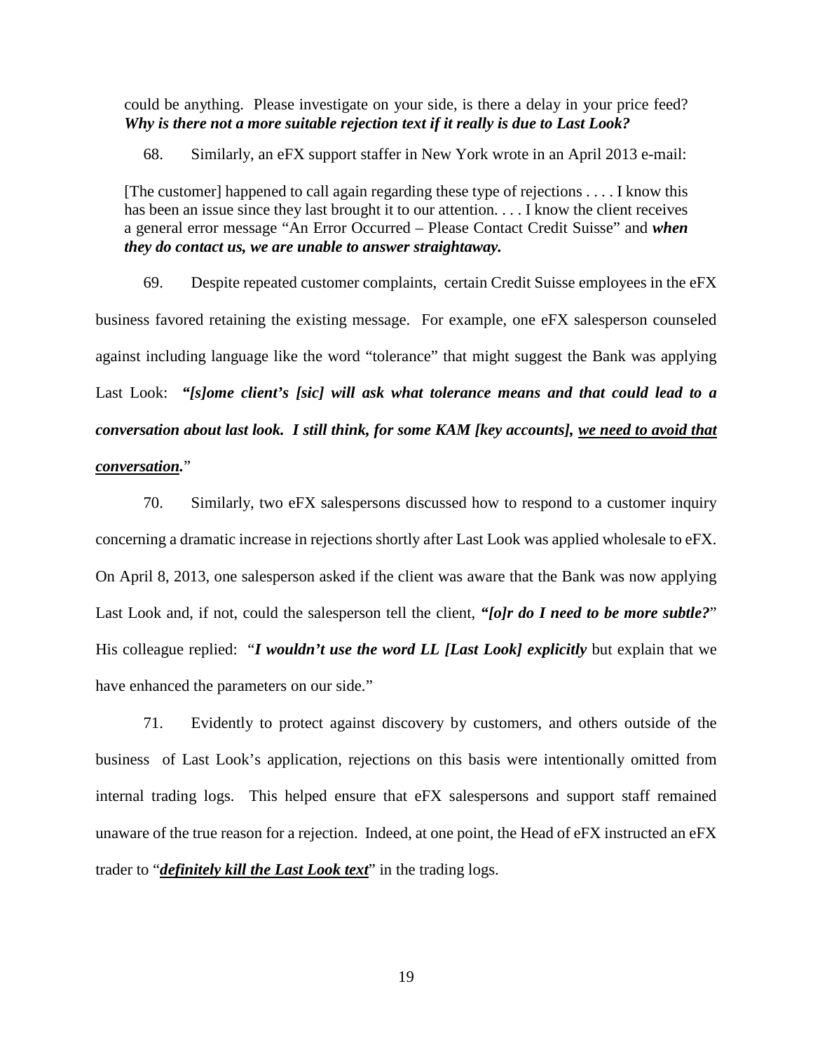could be anything. Please investigate on your side, is there a delay in your price feed? ***Why is there not a more suitable rejection text if it really is due to Last Look?***

68. Similarly, an eFX support staffer in New York wrote in an April 2013 e-mail:

> [The customer] happened to call again regarding these type of rejections . . . . I know this has been an issue since they last brought it to our attention. . . . I know the client receives a general error message "An Error Occurred – Please Contact Credit Suisse" and ***when they do contact us, we are unable to answer straightaway.***

69. Despite repeated customer complaints, certain Credit Suisse employees in the eFX business favored retaining the existing message. For example, one eFX salesperson counseled against including language like the word "tolerance" that might suggest the Bank was applying Last Look: ***"[s]ome client's [sic] will ask what tolerance means and that could lead to a conversation about last look. I still think, for some KAM [key accounts], <u>we need to avoid that conversation</u>.***"

70. Similarly, two eFX salespersons discussed how to respond to a customer inquiry concerning a dramatic increase in rejections shortly after Last Look was applied wholesale to eFX. On April 8, 2013, one salesperson asked if the client was aware that the Bank was now applying Last Look and, if not, could the salesperson tell the client, ***"[o]r do I need to be more subtle?***" His colleague replied: "***I wouldn't use the word LL [Last Look] explicitly*** but explain that we have enhanced the parameters on our side."

71. Evidently to protect against discovery by customers, and others outside of the business of Last Look's application, rejections on this basis were intentionally omitted from internal trading logs. This helped ensure that eFX salespersons and support staff remained unaware of the true reason for a rejection. Indeed, at one point, the Head of eFX instructed an eFX trader to "***<u>definitely kill the Last Look text</u>***" in the trading logs.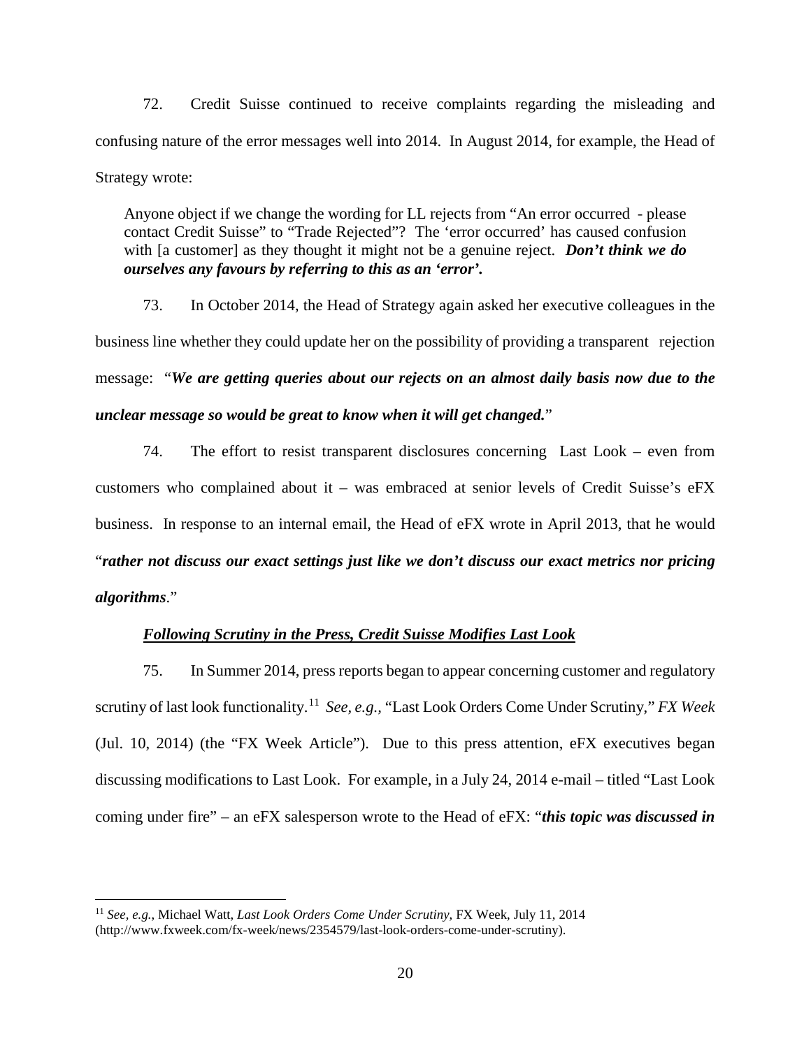72. Credit Suisse continued to receive complaints regarding the misleading and confusing nature of the error messages well into 2014. In August 2014, for example, the Head of Strategy wrote:

> Anyone object if we change the wording for LL rejects from "An error occurred - please contact Credit Suisse" to "Trade Rejected"? The 'error occurred' has caused confusion with [a customer] as they thought it might not be a genuine reject. ***Don't think we do ourselves any favours by referring to this as an 'error'.***

73. In October 2014, the Head of Strategy again asked her executive colleagues in the business line whether they could update her on the possibility of providing a transparent rejection message: "***We are getting queries about our rejects on an almost daily basis now due to the unclear message so would be great to know when it will get changed.***"

74. The effort to resist transparent disclosures concerning Last Look – even from customers who complained about it – was embraced at senior levels of Credit Suisse's eFX business. In response to an internal email, the Head of eFX wrote in April 2013, that he would "***rather not discuss our exact settings just like we don't discuss our exact metrics nor pricing algorithms***."

***<u>Following Scrutiny in the Press, Credit Suisse Modifies Last Look</u>***

75. In Summer 2014, press reports began to appear concerning customer and regulatory scrutiny of last look functionality.[11] *See, e.g.*, "Last Look Orders Come Under Scrutiny," *FX Week* (Jul. 10, 2014) (the "FX Week Article"). Due to this press attention, eFX executives began discussing modifications to Last Look. For example, in a July 24, 2014 e-mail – titled "Last Look coming under fire" – an eFX salesperson wrote to the Head of eFX: "***this topic was discussed in***

---

[11] *See, e.g.*, Michael Watt, *Last Look Orders Come Under Scrutiny*, FX Week, July 11, 2014 (http://www.fxweek.com/fx-week/news/2354579/last-look-orders-come-under-scrutiny).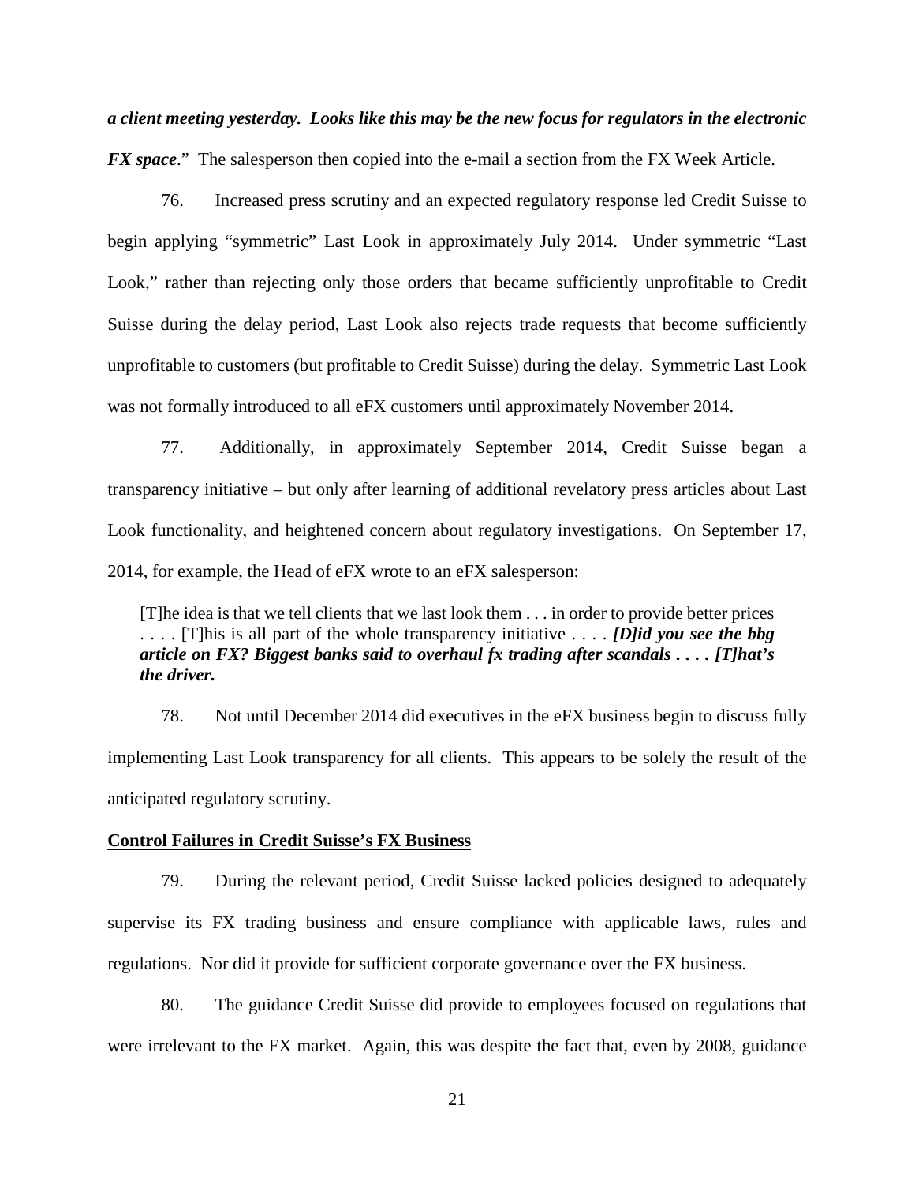***a client meeting yesterday. Looks like this may be the new focus for regulators in the electronic FX space*.**" The salesperson then copied into the e-mail a section from the FX Week Article.

76. Increased press scrutiny and an expected regulatory response led Credit Suisse to begin applying "symmetric" Last Look in approximately July 2014. Under symmetric "Last Look," rather than rejecting only those orders that became sufficiently unprofitable to Credit Suisse during the delay period, Last Look also rejects trade requests that become sufficiently unprofitable to customers (but profitable to Credit Suisse) during the delay. Symmetric Last Look was not formally introduced to all eFX customers until approximately November 2014.

77. Additionally, in approximately September 2014, Credit Suisse began a transparency initiative – but only after learning of additional revelatory press articles about Last Look functionality, and heightened concern about regulatory investigations. On September 17, 2014, for example, the Head of eFX wrote to an eFX salesperson:

> [T]he idea is that we tell clients that we last look them . . . in order to provide better prices . . . . [T]his is all part of the whole transparency initiative . . . . ***[D]id you see the bbg article on FX? Biggest banks said to overhaul fx trading after scandals . . . . [T]hat's the driver.***

78. Not until December 2014 did executives in the eFX business begin to discuss fully implementing Last Look transparency for all clients. This appears to be solely the result of the anticipated regulatory scrutiny.

**Control Failures in Credit Suisse's FX Business**

79. During the relevant period, Credit Suisse lacked policies designed to adequately supervise its FX trading business and ensure compliance with applicable laws, rules and regulations. Nor did it provide for sufficient corporate governance over the FX business.

80. The guidance Credit Suisse did provide to employees focused on regulations that were irrelevant to the FX market. Again, this was despite the fact that, even by 2008, guidance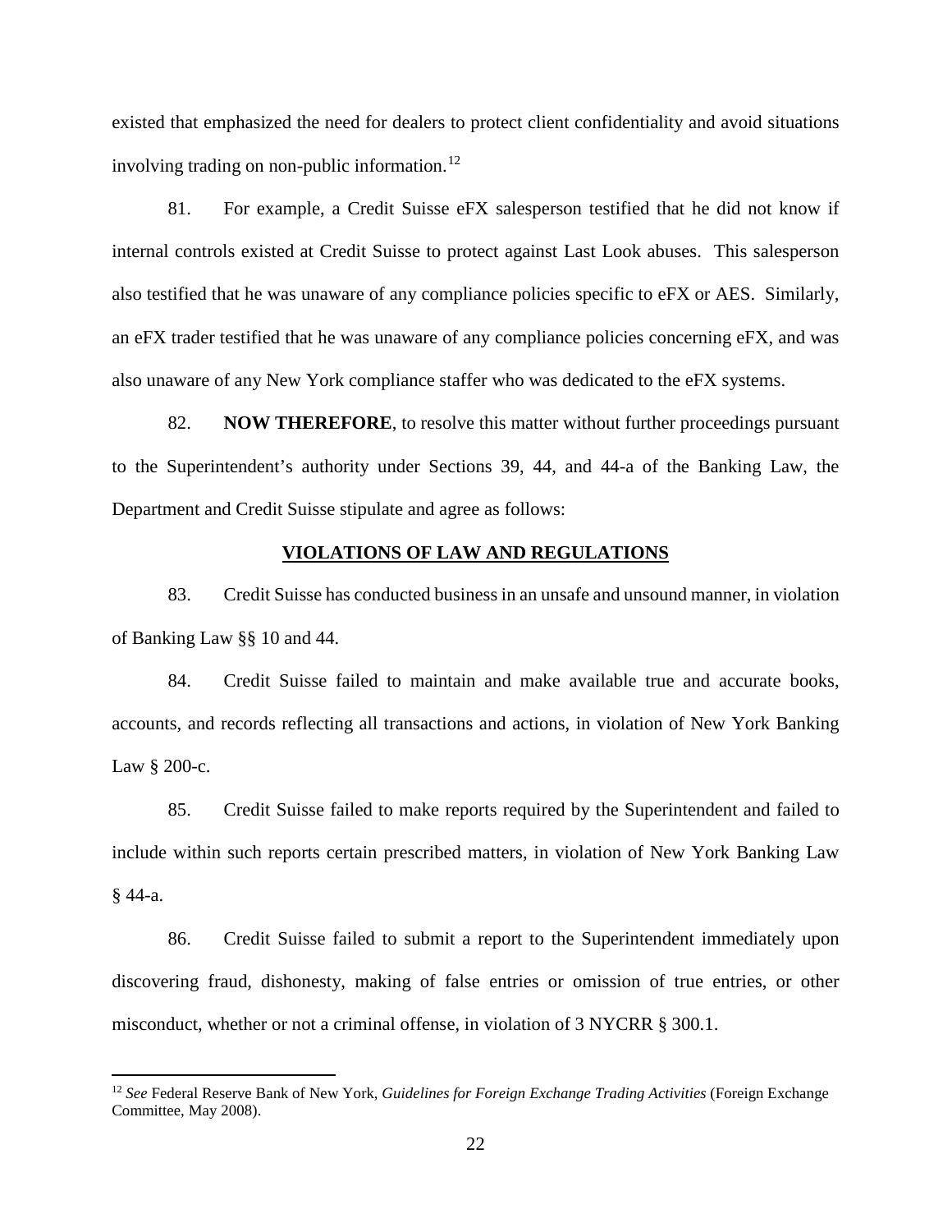existed that emphasized the need for dealers to protect client confidentiality and avoid situations involving trading on non-public information.[12]

81. For example, a Credit Suisse eFX salesperson testified that he did not know if internal controls existed at Credit Suisse to protect against Last Look abuses. This salesperson also testified that he was unaware of any compliance policies specific to eFX or AES. Similarly, an eFX trader testified that he was unaware of any compliance policies concerning eFX, and was also unaware of any New York compliance staffer who was dedicated to the eFX systems.

82. **NOW THEREFORE**, to resolve this matter without further proceedings pursuant to the Superintendent's authority under Sections 39, 44, and 44-a of the Banking Law, the Department and Credit Suisse stipulate and agree as follows:

## VIOLATIONS OF LAW AND REGULATIONS

83. Credit Suisse has conducted business in an unsafe and unsound manner, in violation of Banking Law §§ 10 and 44.

84. Credit Suisse failed to maintain and make available true and accurate books, accounts, and records reflecting all transactions and actions, in violation of New York Banking Law § 200-c.

85. Credit Suisse failed to make reports required by the Superintendent and failed to include within such reports certain prescribed matters, in violation of New York Banking Law § 44-a.

86. Credit Suisse failed to submit a report to the Superintendent immediately upon discovering fraud, dishonesty, making of false entries or omission of true entries, or other misconduct, whether or not a criminal offense, in violation of 3 NYCRR § 300.1.

---

[12] *See* Federal Reserve Bank of New York, *Guidelines for Foreign Exchange Trading Activities* (Foreign Exchange Committee, May 2008).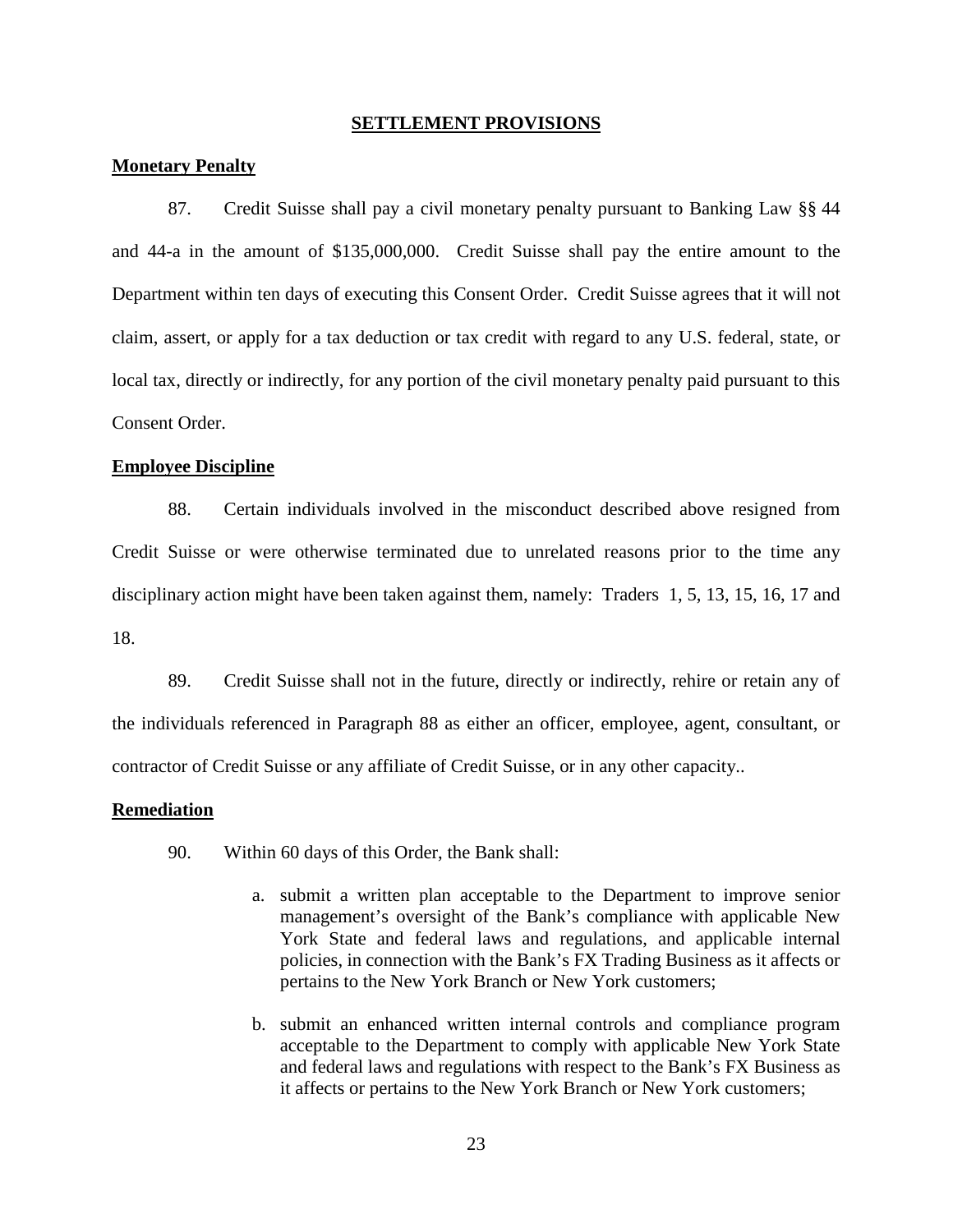## SETTLEMENT PROVISIONS

### Monetary Penalty

87. Credit Suisse shall pay a civil monetary penalty pursuant to Banking Law §§ 44 and 44-a in the amount of $135,000,000. Credit Suisse shall pay the entire amount to the Department within ten days of executing this Consent Order. Credit Suisse agrees that it will not claim, assert, or apply for a tax deduction or tax credit with regard to any U.S. federal, state, or local tax, directly or indirectly, for any portion of the civil monetary penalty paid pursuant to this Consent Order.

### Employee Discipline

88. Certain individuals involved in the misconduct described above resigned from Credit Suisse or were otherwise terminated due to unrelated reasons prior to the time any disciplinary action might have been taken against them, namely: Traders 1, 5, 13, 15, 16, 17 and 18.

89. Credit Suisse shall not in the future, directly or indirectly, rehire or retain any of the individuals referenced in Paragraph 88 as either an officer, employee, agent, consultant, or contractor of Credit Suisse or any affiliate of Credit Suisse, or in any other capacity..

### Remediation

90. Within 60 days of this Order, the Bank shall:

a. submit a written plan acceptable to the Department to improve senior management's oversight of the Bank's compliance with applicable New York State and federal laws and regulations, and applicable internal policies, in connection with the Bank's FX Trading Business as it affects or pertains to the New York Branch or New York customers;

b. submit an enhanced written internal controls and compliance program acceptable to the Department to comply with applicable New York State and federal laws and regulations with respect to the Bank's FX Business as it affects or pertains to the New York Branch or New York customers;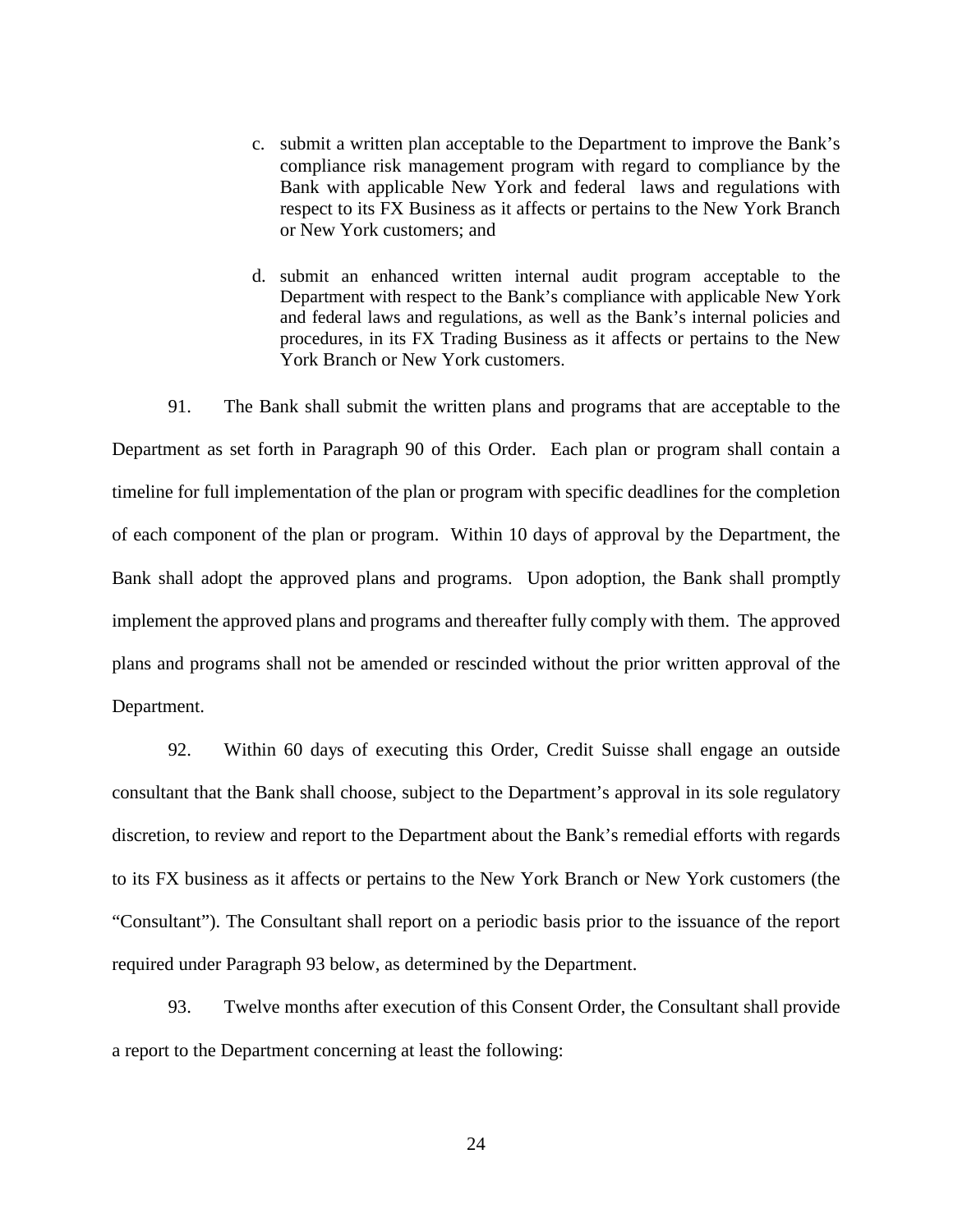c. submit a written plan acceptable to the Department to improve the Bank's compliance risk management program with regard to compliance by the Bank with applicable New York and federal laws and regulations with respect to its FX Business as it affects or pertains to the New York Branch or New York customers; and

d. submit an enhanced written internal audit program acceptable to the Department with respect to the Bank's compliance with applicable New York and federal laws and regulations, as well as the Bank's internal policies and procedures, in its FX Trading Business as it affects or pertains to the New York Branch or New York customers.

91. The Bank shall submit the written plans and programs that are acceptable to the Department as set forth in Paragraph 90 of this Order. Each plan or program shall contain a timeline for full implementation of the plan or program with specific deadlines for the completion of each component of the plan or program. Within 10 days of approval by the Department, the Bank shall adopt the approved plans and programs. Upon adoption, the Bank shall promptly implement the approved plans and programs and thereafter fully comply with them. The approved plans and programs shall not be amended or rescinded without the prior written approval of the Department.

92. Within 60 days of executing this Order, Credit Suisse shall engage an outside consultant that the Bank shall choose, subject to the Department's approval in its sole regulatory discretion, to review and report to the Department about the Bank's remedial efforts with regards to its FX business as it affects or pertains to the New York Branch or New York customers (the "Consultant"). The Consultant shall report on a periodic basis prior to the issuance of the report required under Paragraph 93 below, as determined by the Department.

93. Twelve months after execution of this Consent Order, the Consultant shall provide a report to the Department concerning at least the following: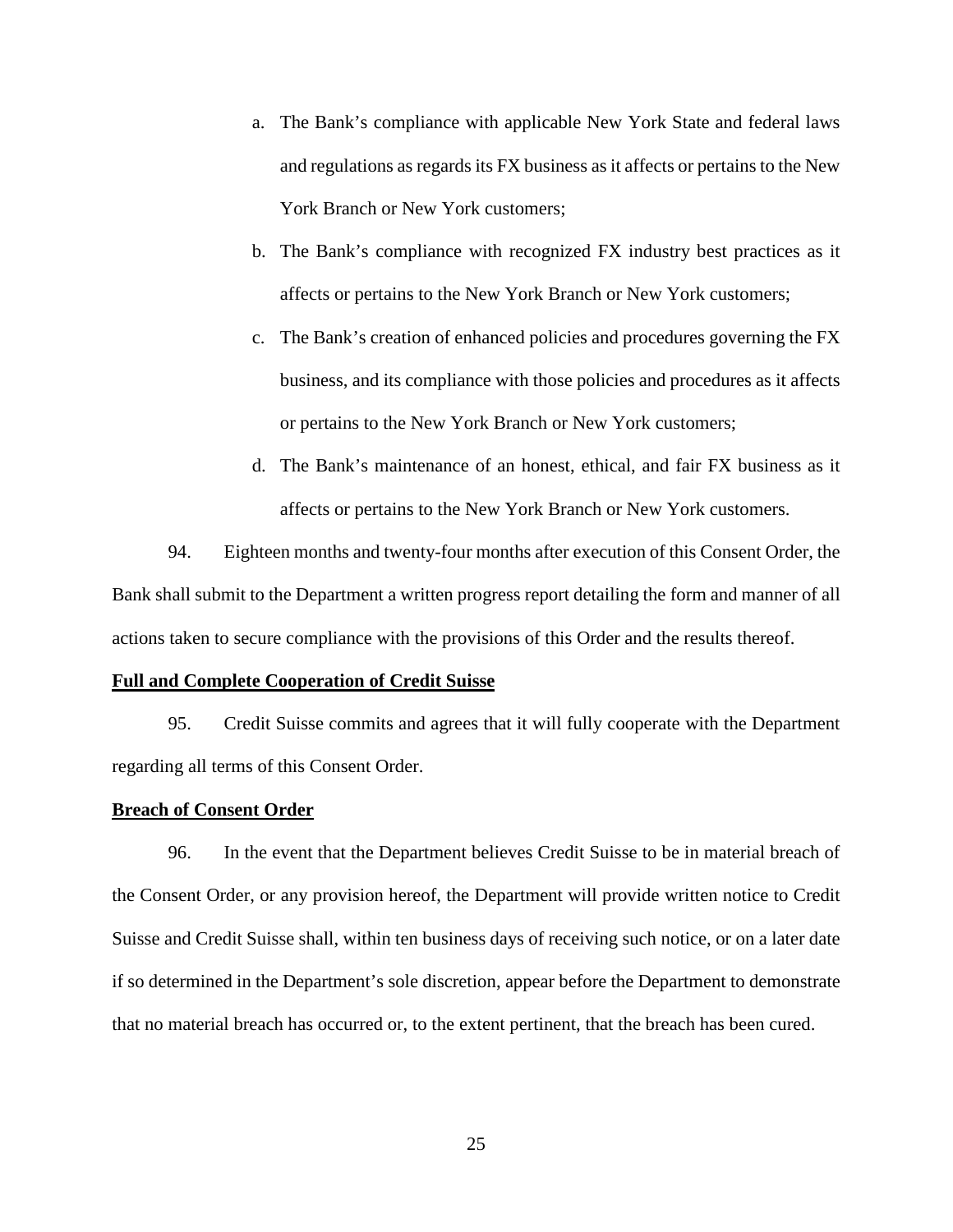a. The Bank's compliance with applicable New York State and federal laws and regulations as regards its FX business as it affects or pertains to the New York Branch or New York customers;

b. The Bank's compliance with recognized FX industry best practices as it affects or pertains to the New York Branch or New York customers;

c. The Bank's creation of enhanced policies and procedures governing the FX business, and its compliance with those policies and procedures as it affects or pertains to the New York Branch or New York customers;

d. The Bank's maintenance of an honest, ethical, and fair FX business as it affects or pertains to the New York Branch or New York customers.

94. Eighteen months and twenty-four months after execution of this Consent Order, the Bank shall submit to the Department a written progress report detailing the form and manner of all actions taken to secure compliance with the provisions of this Order and the results thereof.

**Full and Complete Cooperation of Credit Suisse**

95. Credit Suisse commits and agrees that it will fully cooperate with the Department regarding all terms of this Consent Order.

**Breach of Consent Order**

96. In the event that the Department believes Credit Suisse to be in material breach of the Consent Order, or any provision hereof, the Department will provide written notice to Credit Suisse and Credit Suisse shall, within ten business days of receiving such notice, or on a later date if so determined in the Department's sole discretion, appear before the Department to demonstrate that no material breach has occurred or, to the extent pertinent, that the breach has been cured.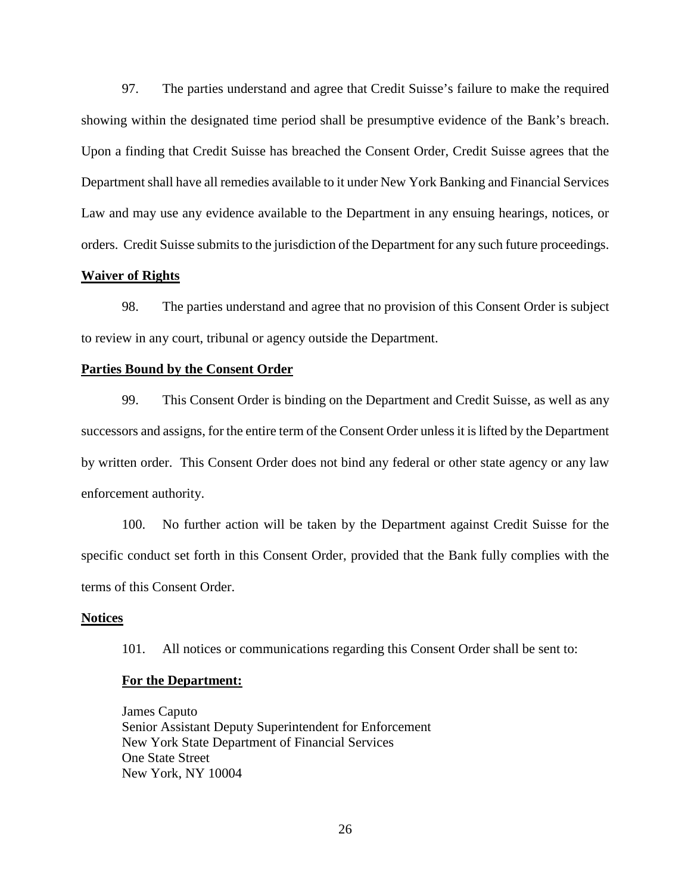97. The parties understand and agree that Credit Suisse's failure to make the required showing within the designated time period shall be presumptive evidence of the Bank's breach. Upon a finding that Credit Suisse has breached the Consent Order, Credit Suisse agrees that the Department shall have all remedies available to it under New York Banking and Financial Services Law and may use any evidence available to the Department in any ensuing hearings, notices, or orders. Credit Suisse submits to the jurisdiction of the Department for any such future proceedings.

**Waiver of Rights**

98. The parties understand and agree that no provision of this Consent Order is subject to review in any court, tribunal or agency outside the Department.

**Parties Bound by the Consent Order**

99. This Consent Order is binding on the Department and Credit Suisse, as well as any successors and assigns, for the entire term of the Consent Order unless it is lifted by the Department by written order. This Consent Order does not bind any federal or other state agency or any law enforcement authority.

100. No further action will be taken by the Department against Credit Suisse for the specific conduct set forth in this Consent Order, provided that the Bank fully complies with the terms of this Consent Order.

**Notices**

101. All notices or communications regarding this Consent Order shall be sent to:

**For the Department:**

James Caputo
Senior Assistant Deputy Superintendent for Enforcement
New York State Department of Financial Services
One State Street
New York, NY 10004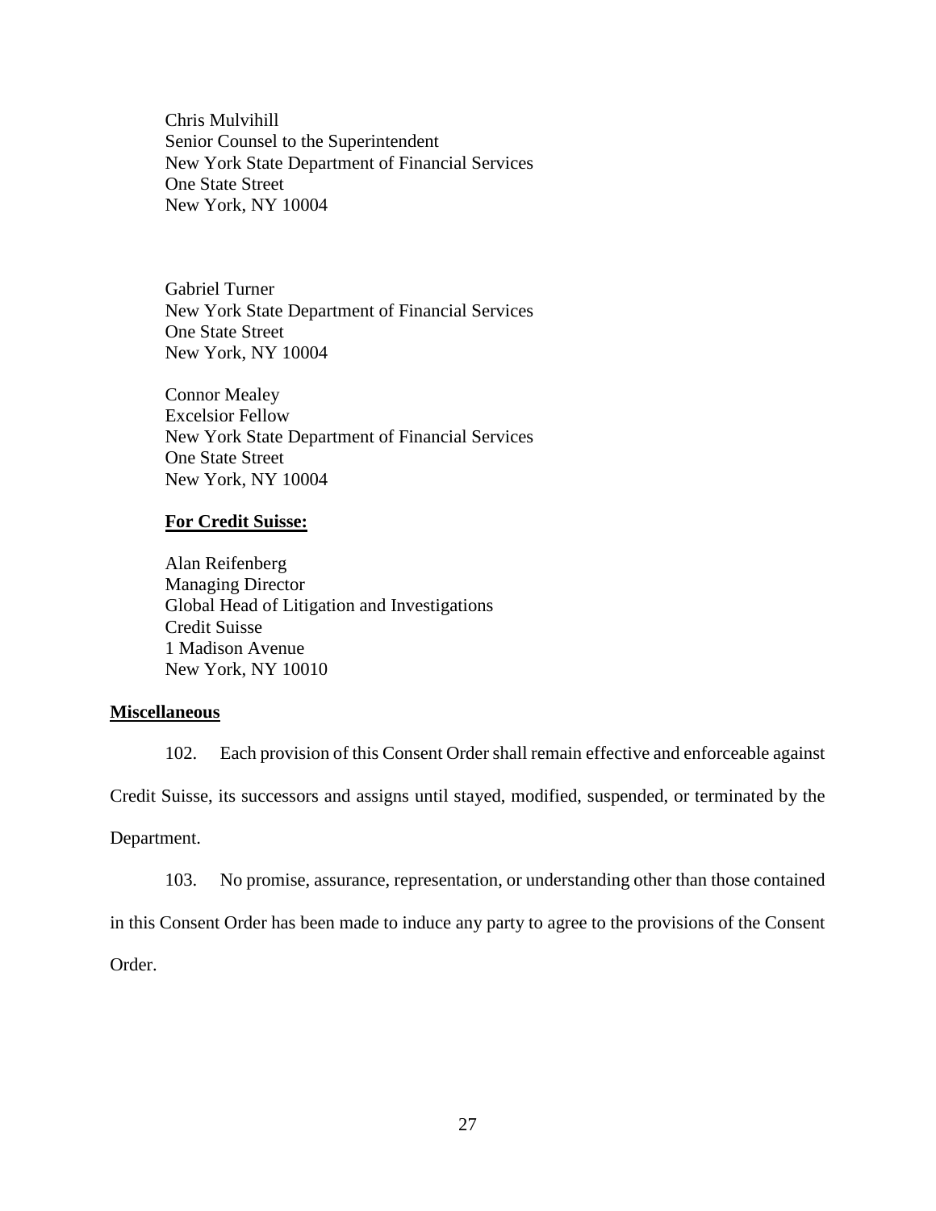Chris Mulvihill
Senior Counsel to the Superintendent
New York State Department of Financial Services
One State Street
New York, NY 10004

Gabriel Turner
New York State Department of Financial Services
One State Street
New York, NY 10004

Connor Mealey
Excelsior Fellow
New York State Department of Financial Services
One State Street
New York, NY 10004

**For Credit Suisse:**

Alan Reifenberg
Managing Director
Global Head of Litigation and Investigations
Credit Suisse
1 Madison Avenue
New York, NY 10010

**Miscellaneous**

102. Each provision of this Consent Order shall remain effective and enforceable against Credit Suisse, its successors and assigns until stayed, modified, suspended, or terminated by the Department.

103. No promise, assurance, representation, or understanding other than those contained in this Consent Order has been made to induce any party to agree to the provisions of the Consent Order.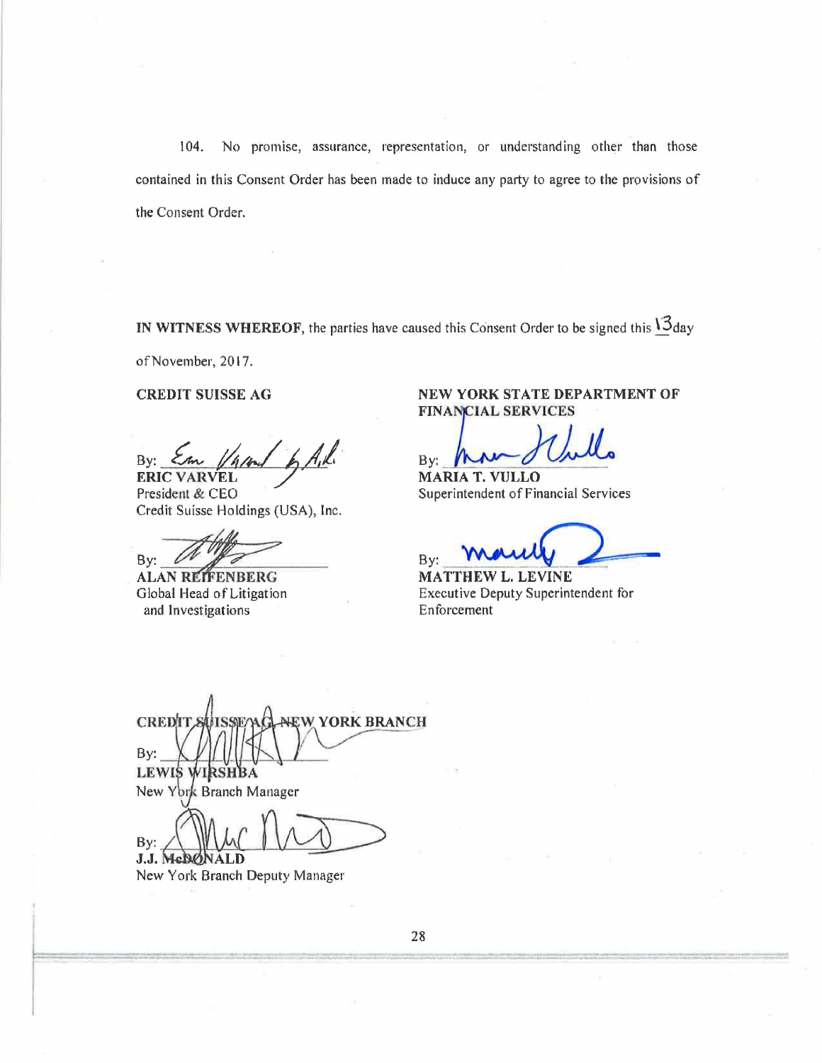104. No promise, assurance, representation, or understanding other than those contained in this Consent Order has been made to induce any party to agree to the provisions of the Consent Order.

**IN WITNESS WHEREOF**, the parties have caused this Consent Order to be signed this 13 day of November, 2017.

**CREDIT SUISSE AG**

By: ______________________
**ERIC VARVEL**
President & CEO
Credit Suisse Holdings (USA), Inc.

By: ______________________
**ALAN REIFENBERG**
Global Head of Litigation
and Investigations

**NEW YORK STATE DEPARTMENT OF FINANCIAL SERVICES**

By: ______________________
**MARIA T. VULLO**
Superintendent of Financial Services

By: ______________________
**MATTHEW L. LEVINE**
Executive Deputy Superintendent for Enforcement

**CREDIT SUISSE AG, NEW YORK BRANCH**

By: ______________________
**LEWIS WIRSHBA**
New York Branch Manager

By: ______________________
**J.J. McDONALD**
New York Branch Deputy Manager